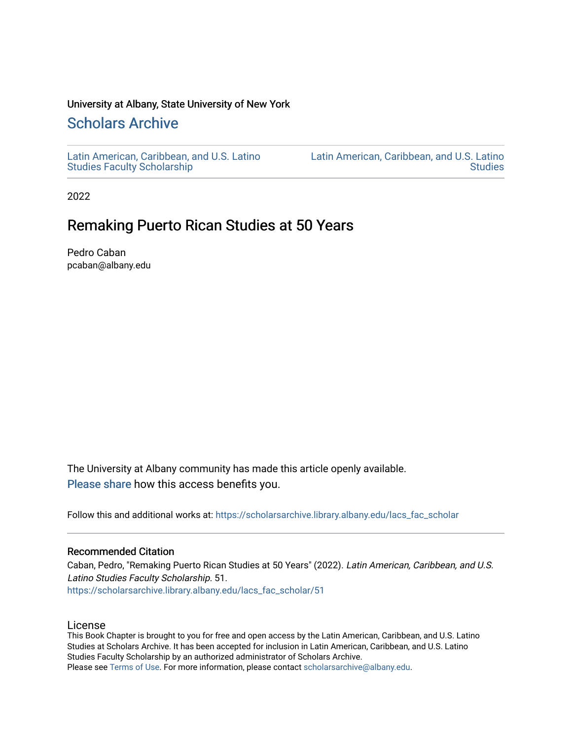University at Albany, State University of New York

# Scholars Archive

Latin American, Caribbean, and U.S. Latino Studies Faculty Scholarship

Latin American, Caribbean, and U.S. Latino Studies

2022

## Remaking Puerto Rican Studies at 50 Years

Pedro Caban
pcaban@albany.edu

The University at Albany community has made this article openly available.
Please share how this access benefits you.

Follow this and additional works at: https://scholarsarchive.library.albany.edu/lacs_fac_scholar

### Recommended Citation

Caban, Pedro, "Remaking Puerto Rican Studies at 50 Years" (2022). *Latin American, Caribbean, and U.S. Latino Studies Faculty Scholarship*. 51.
https://scholarsarchive.library.albany.edu/lacs_fac_scholar/51

### License

This Book Chapter is brought to you for free and open access by the Latin American, Caribbean, and U.S. Latino Studies at Scholars Archive. It has been accepted for inclusion in Latin American, Caribbean, and U.S. Latino Studies Faculty Scholarship by an authorized administrator of Scholars Archive.
Please see Terms of Use. For more information, please contact scholarsarchive@albany.edu.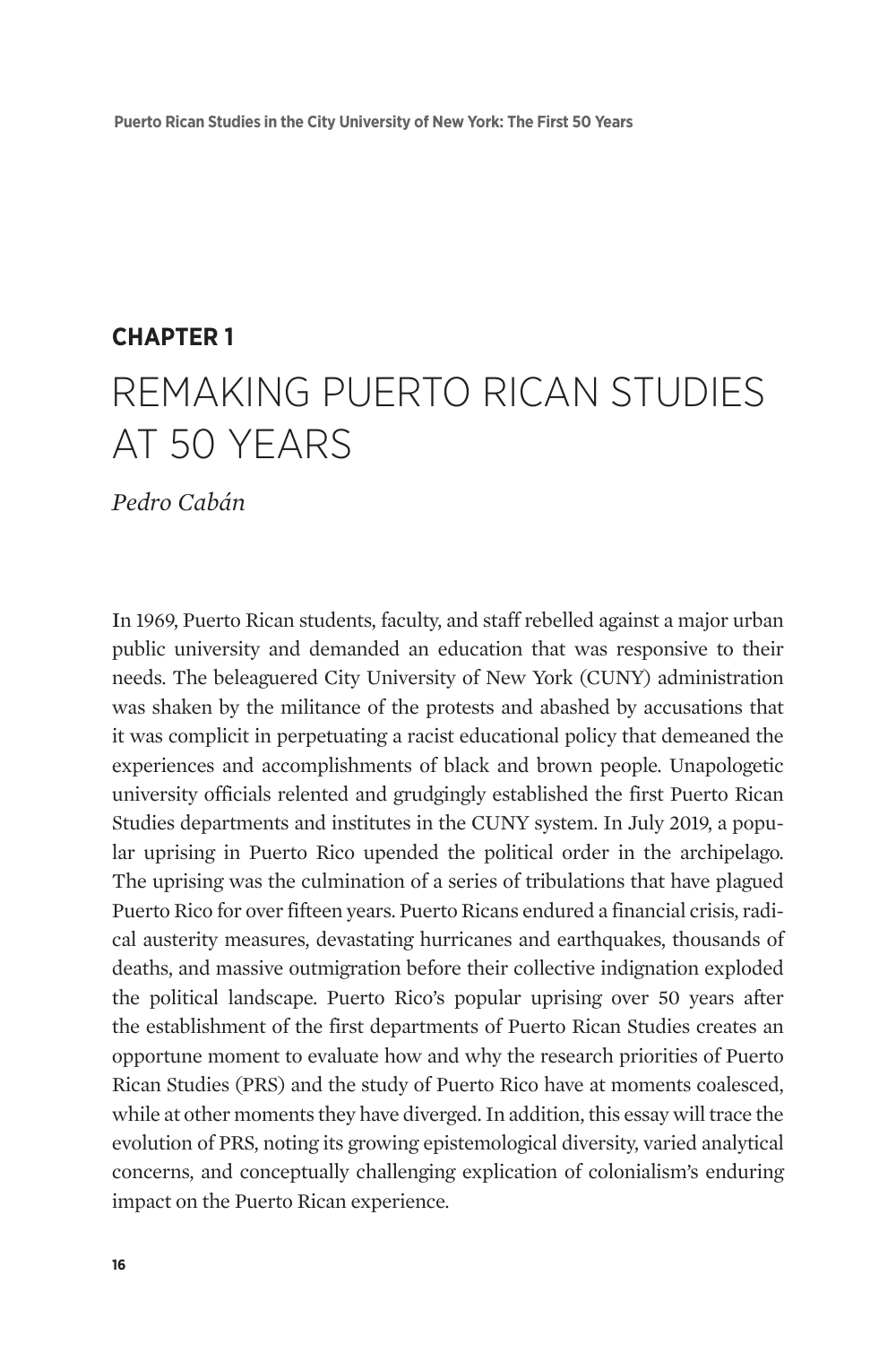## CHAPTER 1

# REMAKING PUERTO RICAN STUDIES AT 50 YEARS

*Pedro Cabán*

In 1969, Puerto Rican students, faculty, and staff rebelled against a major urban public university and demanded an education that was responsive to their needs. The beleaguered City University of New York (CUNY) administration was shaken by the militance of the protests and abashed by accusations that it was complicit in perpetuating a racist educational policy that demeaned the experiences and accomplishments of black and brown people. Unapologetic university officials relented and grudgingly established the first Puerto Rican Studies departments and institutes in the CUNY system. In July 2019, a popular uprising in Puerto Rico upended the political order in the archipelago. The uprising was the culmination of a series of tribulations that have plagued Puerto Rico for over fifteen years. Puerto Ricans endured a financial crisis, radical austerity measures, devastating hurricanes and earthquakes, thousands of deaths, and massive outmigration before their collective indignation exploded the political landscape. Puerto Rico's popular uprising over 50 years after the establishment of the first departments of Puerto Rican Studies creates an opportune moment to evaluate how and why the research priorities of Puerto Rican Studies (PRS) and the study of Puerto Rico have at moments coalesced, while at other moments they have diverged. In addition, this essay will trace the evolution of PRS, noting its growing epistemological diversity, varied analytical concerns, and conceptually challenging explication of colonialism's enduring impact on the Puerto Rican experience.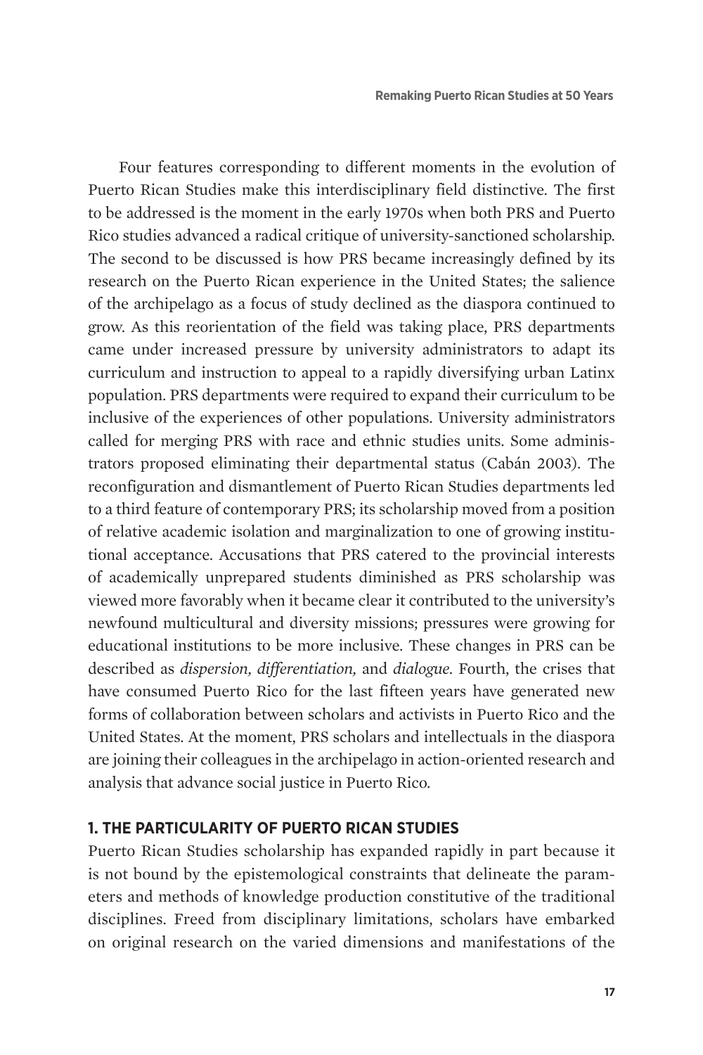Four features corresponding to different moments in the evolution of Puerto Rican Studies make this interdisciplinary field distinctive. The first to be addressed is the moment in the early 1970s when both PRS and Puerto Rico studies advanced a radical critique of university-sanctioned scholarship. The second to be discussed is how PRS became increasingly defined by its research on the Puerto Rican experience in the United States; the salience of the archipelago as a focus of study declined as the diaspora continued to grow. As this reorientation of the field was taking place, PRS departments came under increased pressure by university administrators to adapt its curriculum and instruction to appeal to a rapidly diversifying urban Latinx population. PRS departments were required to expand their curriculum to be inclusive of the experiences of other populations. University administrators called for merging PRS with race and ethnic studies units. Some administrators proposed eliminating their departmental status (Cabán 2003). The reconfiguration and dismantlement of Puerto Rican Studies departments led to a third feature of contemporary PRS; its scholarship moved from a position of relative academic isolation and marginalization to one of growing institutional acceptance. Accusations that PRS catered to the provincial interests of academically unprepared students diminished as PRS scholarship was viewed more favorably when it became clear it contributed to the university's newfound multicultural and diversity missions; pressures were growing for educational institutions to be more inclusive. These changes in PRS can be described as *dispersion, differentiation,* and *dialogue*. Fourth, the crises that have consumed Puerto Rico for the last fifteen years have generated new forms of collaboration between scholars and activists in Puerto Rico and the United States. At the moment, PRS scholars and intellectuals in the diaspora are joining their colleagues in the archipelago in action-oriented research and analysis that advance social justice in Puerto Rico.

## 1. THE PARTICULARITY OF PUERTO RICAN STUDIES

Puerto Rican Studies scholarship has expanded rapidly in part because it is not bound by the epistemological constraints that delineate the parameters and methods of knowledge production constitutive of the traditional disciplines. Freed from disciplinary limitations, scholars have embarked on original research on the varied dimensions and manifestations of the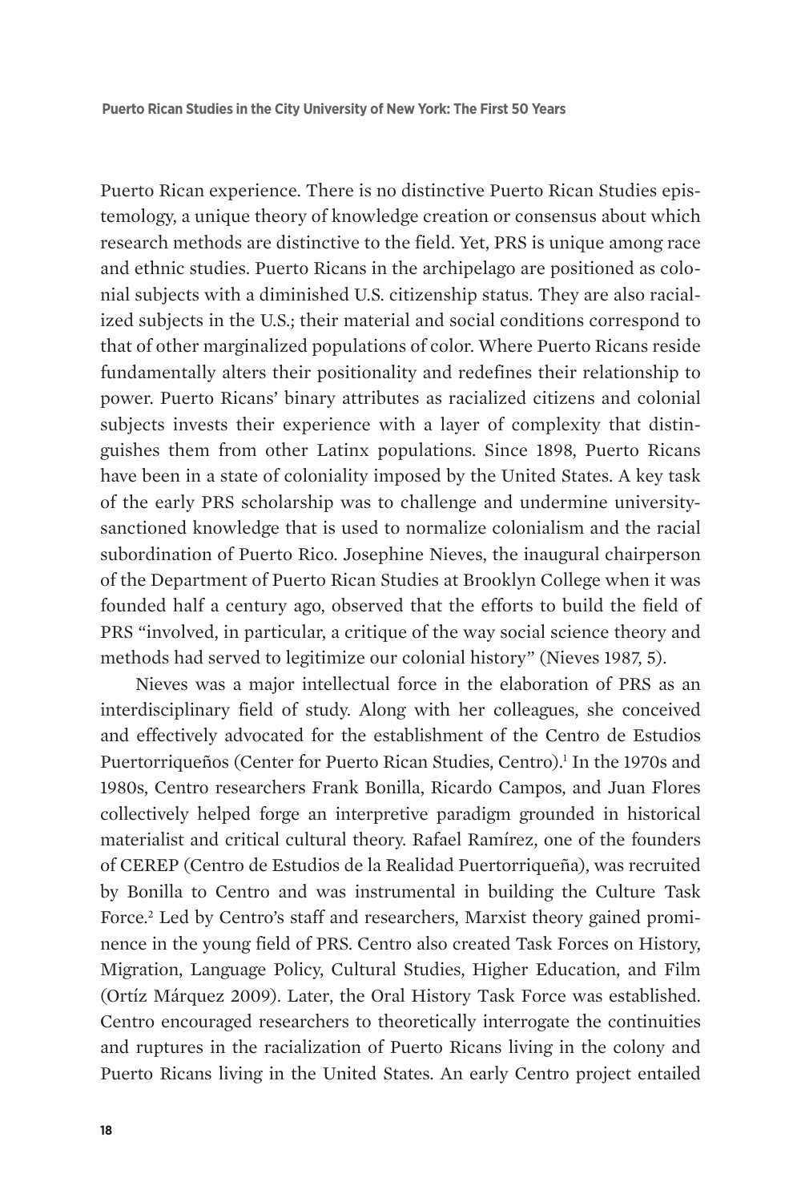Puerto Rican experience. There is no distinctive Puerto Rican Studies epistemology, a unique theory of knowledge creation or consensus about which research methods are distinctive to the field. Yet, PRS is unique among race and ethnic studies. Puerto Ricans in the archipelago are positioned as colonial subjects with a diminished U.S. citizenship status. They are also racialized subjects in the U.S.; their material and social conditions correspond to that of other marginalized populations of color. Where Puerto Ricans reside fundamentally alters their positionality and redefines their relationship to power. Puerto Ricans' binary attributes as racialized citizens and colonial subjects invests their experience with a layer of complexity that distinguishes them from other Latinx populations. Since 1898, Puerto Ricans have been in a state of coloniality imposed by the United States. A key task of the early PRS scholarship was to challenge and undermine university-sanctioned knowledge that is used to normalize colonialism and the racial subordination of Puerto Rico. Josephine Nieves, the inaugural chairperson of the Department of Puerto Rican Studies at Brooklyn College when it was founded half a century ago, observed that the efforts to build the field of PRS "involved, in particular, a critique of the way social science theory and methods had served to legitimize our colonial history" (Nieves 1987, 5).

Nieves was a major intellectual force in the elaboration of PRS as an interdisciplinary field of study. Along with her colleagues, she conceived and effectively advocated for the establishment of the Centro de Estudios Puertorriqueños (Center for Puerto Rican Studies, Centro).[1] In the 1970s and 1980s, Centro researchers Frank Bonilla, Ricardo Campos, and Juan Flores collectively helped forge an interpretive paradigm grounded in historical materialist and critical cultural theory. Rafael Ramírez, one of the founders of CEREP (Centro de Estudios de la Realidad Puertorriqueña), was recruited by Bonilla to Centro and was instrumental in building the Culture Task Force.[2] Led by Centro's staff and researchers, Marxist theory gained prominence in the young field of PRS. Centro also created Task Forces on History, Migration, Language Policy, Cultural Studies, Higher Education, and Film (Ortíz Márquez 2009). Later, the Oral History Task Force was established. Centro encouraged researchers to theoretically interrogate the continuities and ruptures in the racialization of Puerto Ricans living in the colony and Puerto Ricans living in the United States. An early Centro project entailed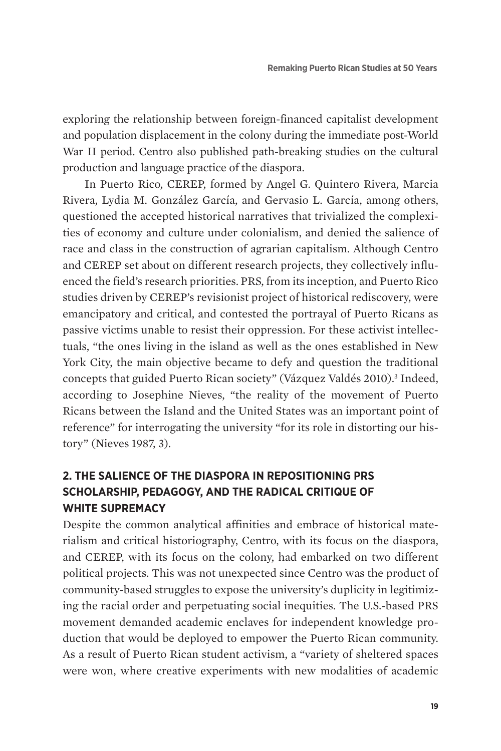exploring the relationship between foreign-financed capitalist development and population displacement in the colony during the immediate post-World War II period. Centro also published path-breaking studies on the cultural production and language practice of the diaspora.

In Puerto Rico, CEREP, formed by Angel G. Quintero Rivera, Marcia Rivera, Lydia M. González García, and Gervasio L. García, among others, questioned the accepted historical narratives that trivialized the complexities of economy and culture under colonialism, and denied the salience of race and class in the construction of agrarian capitalism. Although Centro and CEREP set about on different research projects, they collectively influenced the field's research priorities. PRS, from its inception, and Puerto Rico studies driven by CEREP's revisionist project of historical rediscovery, were emancipatory and critical, and contested the portrayal of Puerto Ricans as passive victims unable to resist their oppression. For these activist intellectuals, "the ones living in the island as well as the ones established in New York City, the main objective became to defy and question the traditional concepts that guided Puerto Rican society" (Vázquez Valdés 2010).[3] Indeed, according to Josephine Nieves, "the reality of the movement of Puerto Ricans between the Island and the United States was an important point of reference" for interrogating the university "for its role in distorting our history" (Nieves 1987, 3).

## 2. THE SALIENCE OF THE DIASPORA IN REPOSITIONING PRS SCHOLARSHIP, PEDAGOGY, AND THE RADICAL CRITIQUE OF WHITE SUPREMACY

Despite the common analytical affinities and embrace of historical materialism and critical historiography, Centro, with its focus on the diaspora, and CEREP, with its focus on the colony, had embarked on two different political projects. This was not unexpected since Centro was the product of community-based struggles to expose the university's duplicity in legitimizing the racial order and perpetuating social inequities. The U.S.-based PRS movement demanded academic enclaves for independent knowledge production that would be deployed to empower the Puerto Rican community. As a result of Puerto Rican student activism, a "variety of sheltered spaces were won, where creative experiments with new modalities of academic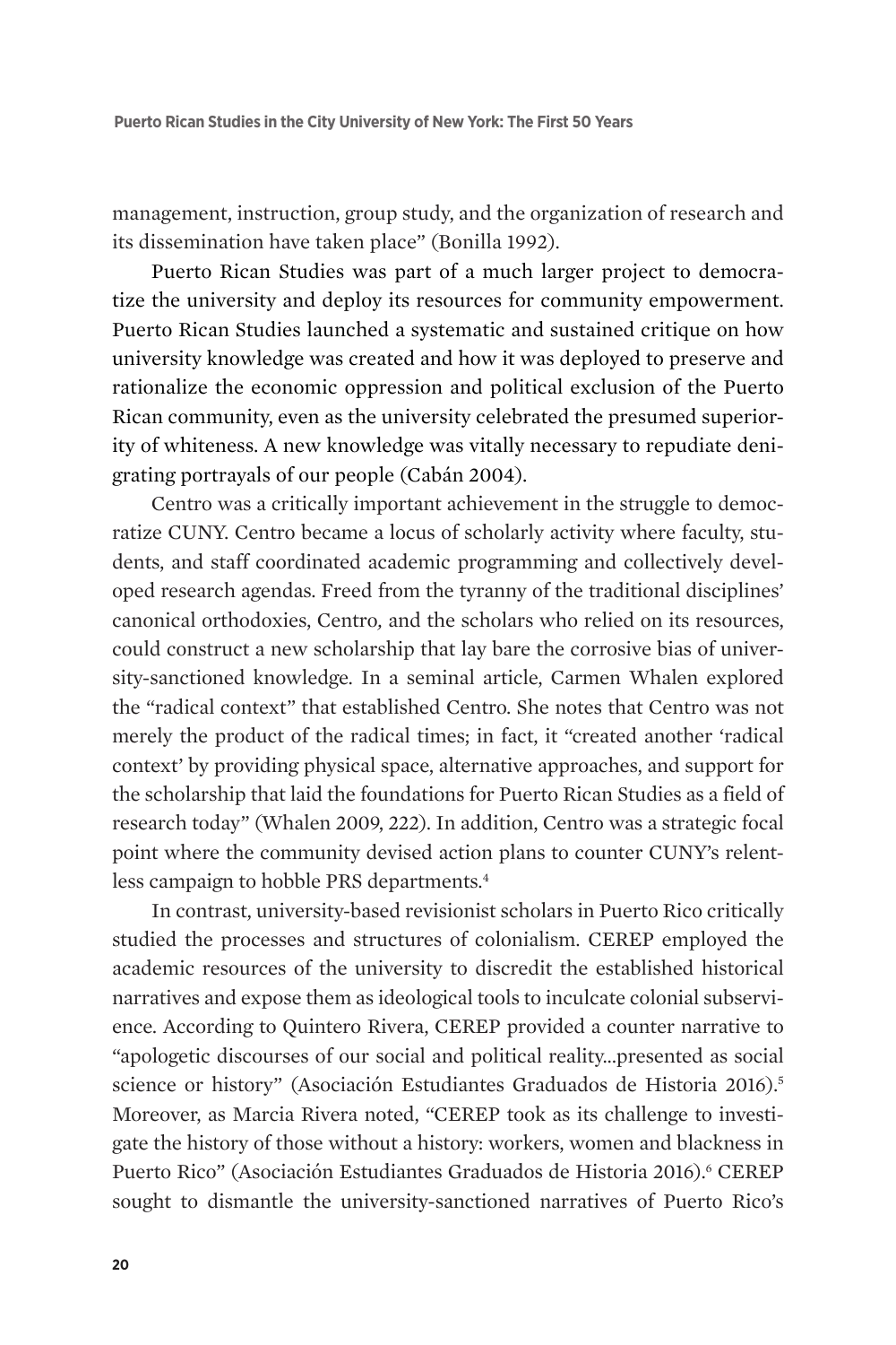management, instruction, group study, and the organization of research and its dissemination have taken place" (Bonilla 1992).

Puerto Rican Studies was part of a much larger project to democratize the university and deploy its resources for community empowerment. Puerto Rican Studies launched a systematic and sustained critique on how university knowledge was created and how it was deployed to preserve and rationalize the economic oppression and political exclusion of the Puerto Rican community, even as the university celebrated the presumed superiority of whiteness. A new knowledge was vitally necessary to repudiate denigrating portrayals of our people (Cabán 2004).

Centro was a critically important achievement in the struggle to democratize CUNY. Centro became a locus of scholarly activity where faculty, students, and staff coordinated academic programming and collectively developed research agendas. Freed from the tyranny of the traditional disciplines' canonical orthodoxies, Centro, and the scholars who relied on its resources, could construct a new scholarship that lay bare the corrosive bias of university-sanctioned knowledge. In a seminal article, Carmen Whalen explored the "radical context" that established Centro. She notes that Centro was not merely the product of the radical times; in fact, it "created another 'radical context' by providing physical space, alternative approaches, and support for the scholarship that laid the foundations for Puerto Rican Studies as a field of research today" (Whalen 2009, 222). In addition, Centro was a strategic focal point where the community devised action plans to counter CUNY's relentless campaign to hobble PRS departments.[4]

In contrast, university-based revisionist scholars in Puerto Rico critically studied the processes and structures of colonialism. CEREP employed the academic resources of the university to discredit the established historical narratives and expose them as ideological tools to inculcate colonial subservience. According to Quintero Rivera, CEREP provided a counter narrative to "apologetic discourses of our social and political reality...presented as social science or history" (Asociación Estudiantes Graduados de Historia 2016).[5] Moreover, as Marcia Rivera noted, "CEREP took as its challenge to investigate the history of those without a history: workers, women and blackness in Puerto Rico" (Asociación Estudiantes Graduados de Historia 2016).[6] CEREP sought to dismantle the university-sanctioned narratives of Puerto Rico's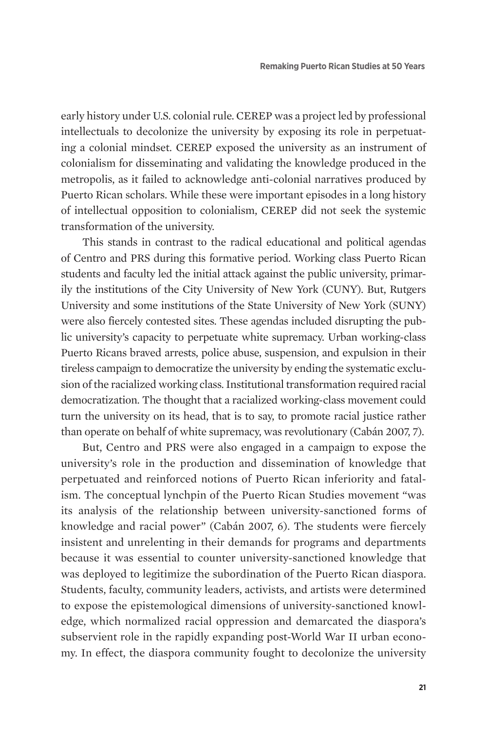early history under U.S. colonial rule. CEREP was a project led by professional intellectuals to decolonize the university by exposing its role in perpetuating a colonial mindset. CEREP exposed the university as an instrument of colonialism for disseminating and validating the knowledge produced in the metropolis, as it failed to acknowledge anti-colonial narratives produced by Puerto Rican scholars. While these were important episodes in a long history of intellectual opposition to colonialism, CEREP did not seek the systemic transformation of the university.

This stands in contrast to the radical educational and political agendas of Centro and PRS during this formative period. Working class Puerto Rican students and faculty led the initial attack against the public university, primarily the institutions of the City University of New York (CUNY). But, Rutgers University and some institutions of the State University of New York (SUNY) were also fiercely contested sites. These agendas included disrupting the public university's capacity to perpetuate white supremacy. Urban working-class Puerto Ricans braved arrests, police abuse, suspension, and expulsion in their tireless campaign to democratize the university by ending the systematic exclusion of the racialized working class. Institutional transformation required racial democratization. The thought that a racialized working-class movement could turn the university on its head, that is to say, to promote racial justice rather than operate on behalf of white supremacy, was revolutionary (Cabán 2007, 7).

But, Centro and PRS were also engaged in a campaign to expose the university's role in the production and dissemination of knowledge that perpetuated and reinforced notions of Puerto Rican inferiority and fatalism. The conceptual lynchpin of the Puerto Rican Studies movement "was its analysis of the relationship between university-sanctioned forms of knowledge and racial power" (Cabán 2007, 6). The students were fiercely insistent and unrelenting in their demands for programs and departments because it was essential to counter university-sanctioned knowledge that was deployed to legitimize the subordination of the Puerto Rican diaspora. Students, faculty, community leaders, activists, and artists were determined to expose the epistemological dimensions of university-sanctioned knowledge, which normalized racial oppression and demarcated the diaspora's subservient role in the rapidly expanding post-World War II urban economy. In effect, the diaspora community fought to decolonize the university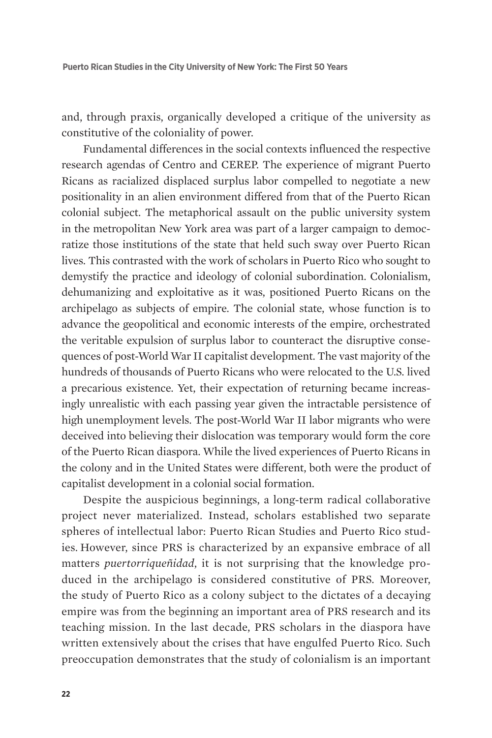and, through praxis, organically developed a critique of the university as constitutive of the coloniality of power.

Fundamental differences in the social contexts influenced the respective research agendas of Centro and CEREP. The experience of migrant Puerto Ricans as racialized displaced surplus labor compelled to negotiate a new positionality in an alien environment differed from that of the Puerto Rican colonial subject. The metaphorical assault on the public university system in the metropolitan New York area was part of a larger campaign to democratize those institutions of the state that held such sway over Puerto Rican lives. This contrasted with the work of scholars in Puerto Rico who sought to demystify the practice and ideology of colonial subordination. Colonialism, dehumanizing and exploitative as it was, positioned Puerto Ricans on the archipelago as subjects of empire. The colonial state, whose function is to advance the geopolitical and economic interests of the empire, orchestrated the veritable expulsion of surplus labor to counteract the disruptive consequences of post-World War II capitalist development. The vast majority of the hundreds of thousands of Puerto Ricans who were relocated to the U.S. lived a precarious existence. Yet, their expectation of returning became increasingly unrealistic with each passing year given the intractable persistence of high unemployment levels. The post-World War II labor migrants who were deceived into believing their dislocation was temporary would form the core of the Puerto Rican diaspora. While the lived experiences of Puerto Ricans in the colony and in the United States were different, both were the product of capitalist development in a colonial social formation.

Despite the auspicious beginnings, a long-term radical collaborative project never materialized. Instead, scholars established two separate spheres of intellectual labor: Puerto Rican Studies and Puerto Rico studies. However, since PRS is characterized by an expansive embrace of all matters *puertorriqueñidad*, it is not surprising that the knowledge produced in the archipelago is considered constitutive of PRS. Moreover, the study of Puerto Rico as a colony subject to the dictates of a decaying empire was from the beginning an important area of PRS research and its teaching mission. In the last decade, PRS scholars in the diaspora have written extensively about the crises that have engulfed Puerto Rico. Such preoccupation demonstrates that the study of colonialism is an important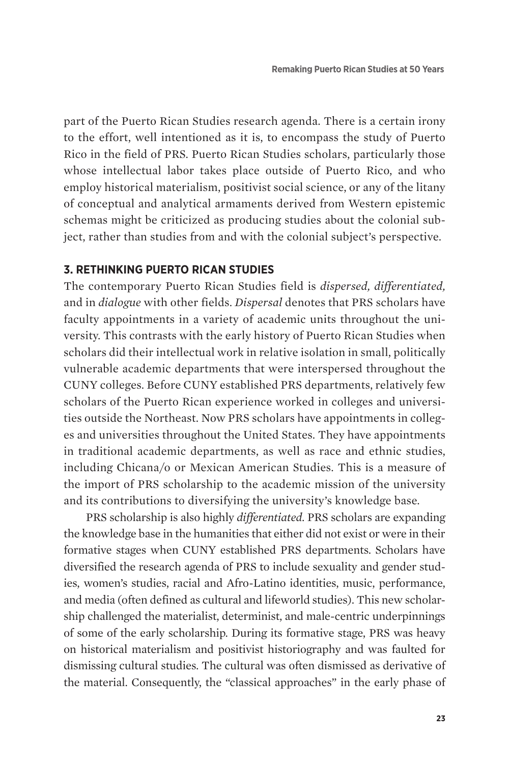part of the Puerto Rican Studies research agenda. There is a certain irony to the effort, well intentioned as it is, to encompass the study of Puerto Rico in the field of PRS. Puerto Rican Studies scholars, particularly those whose intellectual labor takes place outside of Puerto Rico, and who employ historical materialism, positivist social science, or any of the litany of conceptual and analytical armaments derived from Western epistemic schemas might be criticized as producing studies about the colonial subject, rather than studies from and with the colonial subject's perspective.

### 3. RETHINKING PUERTO RICAN STUDIES

The contemporary Puerto Rican Studies field is *dispersed, differentiated,* and in *dialogue* with other fields. *Dispersal* denotes that PRS scholars have faculty appointments in a variety of academic units throughout the university. This contrasts with the early history of Puerto Rican Studies when scholars did their intellectual work in relative isolation in small, politically vulnerable academic departments that were interspersed throughout the CUNY colleges. Before CUNY established PRS departments, relatively few scholars of the Puerto Rican experience worked in colleges and universities outside the Northeast. Now PRS scholars have appointments in colleges and universities throughout the United States. They have appointments in traditional academic departments, as well as race and ethnic studies, including Chicana/o or Mexican American Studies. This is a measure of the import of PRS scholarship to the academic mission of the university and its contributions to diversifying the university's knowledge base.

PRS scholarship is also highly *differentiated*. PRS scholars are expanding the knowledge base in the humanities that either did not exist or were in their formative stages when CUNY established PRS departments. Scholars have diversified the research agenda of PRS to include sexuality and gender studies, women's studies, racial and Afro-Latino identities, music, performance, and media (often defined as cultural and lifeworld studies). This new scholarship challenged the materialist, determinist, and male-centric underpinnings of some of the early scholarship. During its formative stage, PRS was heavy on historical materialism and positivist historiography and was faulted for dismissing cultural studies. The cultural was often dismissed as derivative of the material. Consequently, the "classical approaches" in the early phase of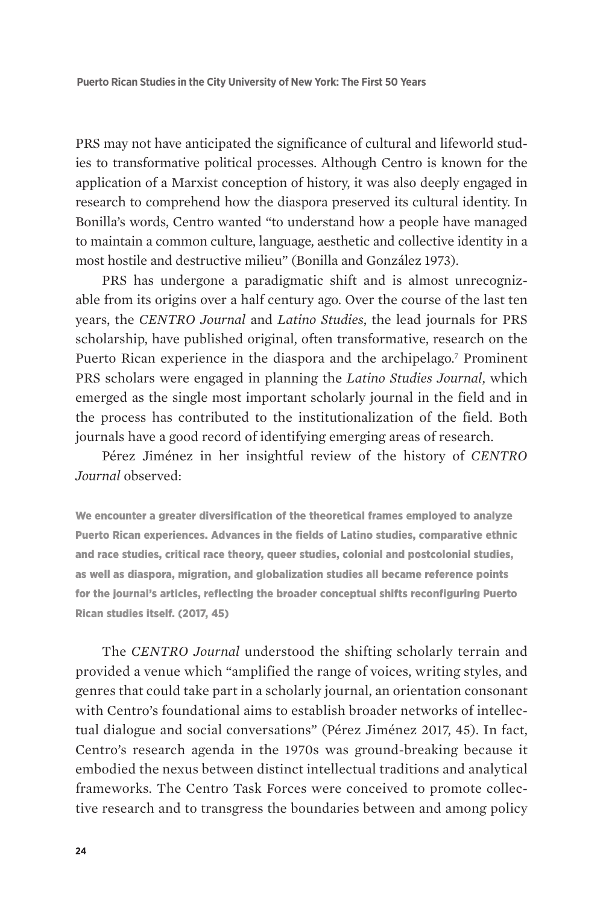PRS may not have anticipated the significance of cultural and lifeworld studies to transformative political processes. Although Centro is known for the application of a Marxist conception of history, it was also deeply engaged in research to comprehend how the diaspora preserved its cultural identity. In Bonilla's words, Centro wanted "to understand how a people have managed to maintain a common culture, language, aesthetic and collective identity in a most hostile and destructive milieu" (Bonilla and González 1973).

PRS has undergone a paradigmatic shift and is almost unrecognizable from its origins over a half century ago. Over the course of the last ten years, the *CENTRO Journal* and *Latino Studies*, the lead journals for PRS scholarship, have published original, often transformative, research on the Puerto Rican experience in the diaspora and the archipelago.[7] Prominent PRS scholars were engaged in planning the *Latino Studies Journal*, which emerged as the single most important scholarly journal in the field and in the process has contributed to the institutionalization of the field. Both journals have a good record of identifying emerging areas of research.

Pérez Jiménez in her insightful review of the history of *CENTRO Journal* observed:

> **We encounter a greater diversification of the theoretical frames employed to analyze Puerto Rican experiences. Advances in the fields of Latino studies, comparative ethnic and race studies, critical race theory, queer studies, colonial and postcolonial studies, as well as diaspora, migration, and globalization studies all became reference points for the journal's articles, reflecting the broader conceptual shifts reconfiguring Puerto Rican studies itself. (2017, 45)**

The *CENTRO Journal* understood the shifting scholarly terrain and provided a venue which "amplified the range of voices, writing styles, and genres that could take part in a scholarly journal, an orientation consonant with Centro's foundational aims to establish broader networks of intellectual dialogue and social conversations" (Pérez Jiménez 2017, 45). In fact, Centro's research agenda in the 1970s was ground-breaking because it embodied the nexus between distinct intellectual traditions and analytical frameworks. The Centro Task Forces were conceived to promote collective research and to transgress the boundaries between and among policy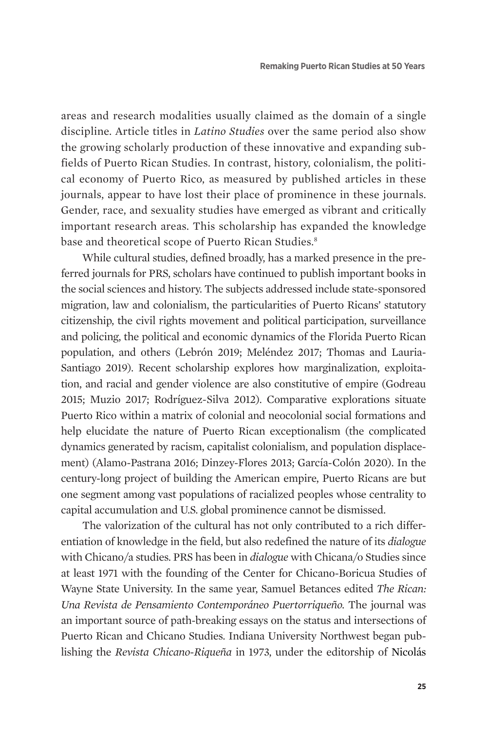areas and research modalities usually claimed as the domain of a single discipline. Article titles in *Latino Studies* over the same period also show the growing scholarly production of these innovative and expanding subfields of Puerto Rican Studies. In contrast, history, colonialism, the political economy of Puerto Rico, as measured by published articles in these journals, appear to have lost their place of prominence in these journals. Gender, race, and sexuality studies have emerged as vibrant and critically important research areas. This scholarship has expanded the knowledge base and theoretical scope of Puerto Rican Studies.[8]

While cultural studies, defined broadly, has a marked presence in the preferred journals for PRS, scholars have continued to publish important books in the social sciences and history. The subjects addressed include state-sponsored migration, law and colonialism, the particularities of Puerto Ricans' statutory citizenship, the civil rights movement and political participation, surveillance and policing, the political and economic dynamics of the Florida Puerto Rican population, and others (Lebrón 2019; Meléndez 2017; Thomas and Lauria-Santiago 2019). Recent scholarship explores how marginalization, exploitation, and racial and gender violence are also constitutive of empire (Godreau 2015; Muzio 2017; Rodríguez-Silva 2012). Comparative explorations situate Puerto Rico within a matrix of colonial and neocolonial social formations and help elucidate the nature of Puerto Rican exceptionalism (the complicated dynamics generated by racism, capitalist colonialism, and population displacement) (Alamo-Pastrana 2016; Dinzey-Flores 2013; García-Colón 2020). In the century-long project of building the American empire, Puerto Ricans are but one segment among vast populations of racialized peoples whose centrality to capital accumulation and U.S. global prominence cannot be dismissed.

The valorization of the cultural has not only contributed to a rich differentiation of knowledge in the field, but also redefined the nature of its *dialogue* with Chicano/a studies. PRS has been in *dialogue* with Chicana/o Studies since at least 1971 with the founding of the Center for Chicano-Boricua Studies of Wayne State University. In the same year, Samuel Betances edited *The Rican: Una Revista de Pensamiento Contemporáneo Puertorriqueño.* The journal was an important source of path-breaking essays on the status and intersections of Puerto Rican and Chicano Studies. Indiana University Northwest began publishing the *Revista Chicano-Riqueña* in 1973, under the editorship of Nicolás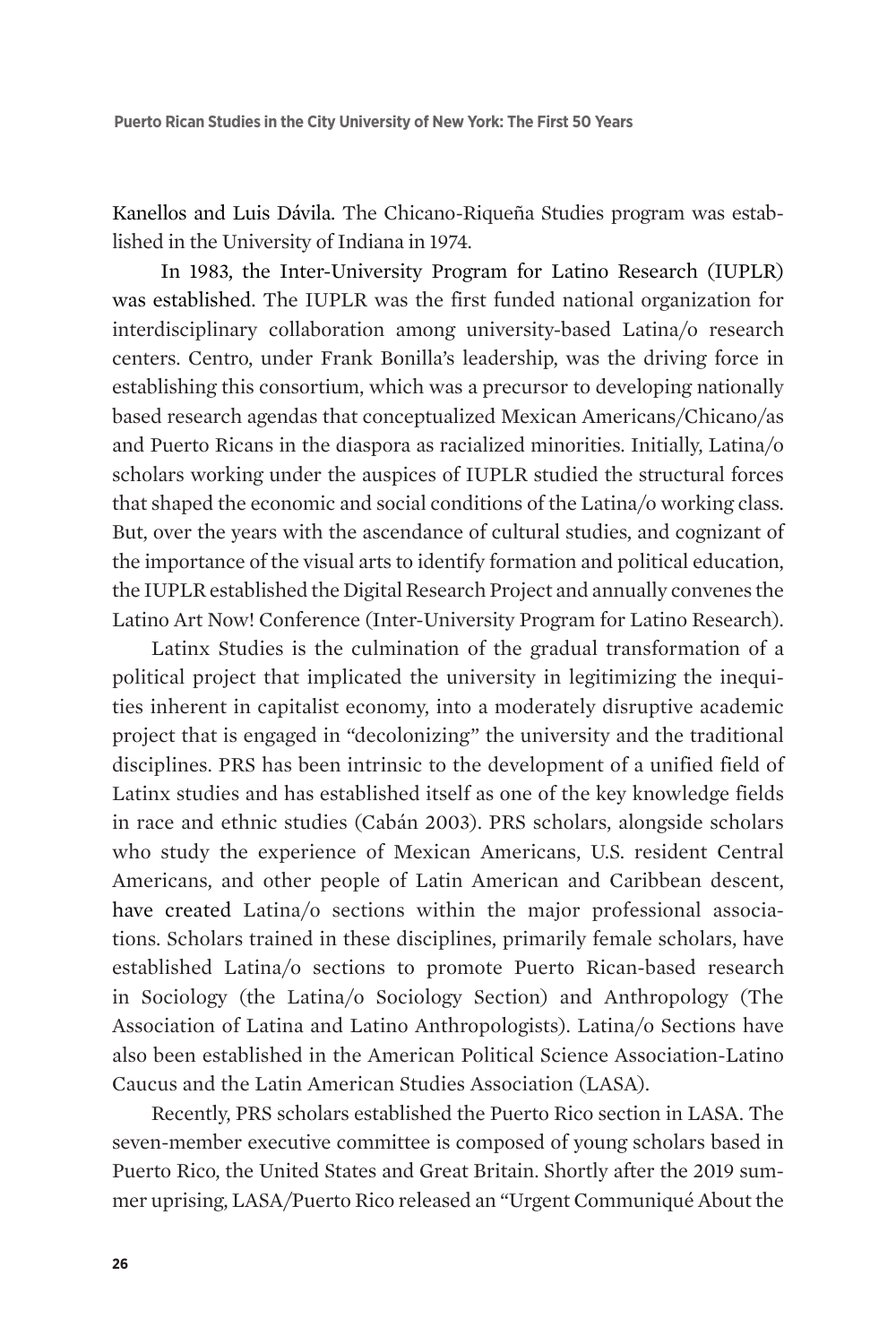Kanellos and Luis Dávila. The Chicano-Riqueña Studies program was established in the University of Indiana in 1974.

In 1983, the Inter-University Program for Latino Research (IUPLR) was established. The IUPLR was the first funded national organization for interdisciplinary collaboration among university-based Latina/o research centers. Centro, under Frank Bonilla's leadership, was the driving force in establishing this consortium, which was a precursor to developing nationally based research agendas that conceptualized Mexican Americans/Chicano/as and Puerto Ricans in the diaspora as racialized minorities. Initially, Latina/o scholars working under the auspices of IUPLR studied the structural forces that shaped the economic and social conditions of the Latina/o working class. But, over the years with the ascendance of cultural studies, and cognizant of the importance of the visual arts to identify formation and political education, the IUPLR established the Digital Research Project and annually convenes the Latino Art Now! Conference (Inter-University Program for Latino Research).

Latinx Studies is the culmination of the gradual transformation of a political project that implicated the university in legitimizing the inequities inherent in capitalist economy, into a moderately disruptive academic project that is engaged in "decolonizing" the university and the traditional disciplines. PRS has been intrinsic to the development of a unified field of Latinx studies and has established itself as one of the key knowledge fields in race and ethnic studies (Cabán 2003). PRS scholars, alongside scholars who study the experience of Mexican Americans, U.S. resident Central Americans, and other people of Latin American and Caribbean descent, have created Latina/o sections within the major professional associations. Scholars trained in these disciplines, primarily female scholars, have established Latina/o sections to promote Puerto Rican-based research in Sociology (the Latina/o Sociology Section) and Anthropology (The Association of Latina and Latino Anthropologists). Latina/o Sections have also been established in the American Political Science Association-Latino Caucus and the Latin American Studies Association (LASA).

Recently, PRS scholars established the Puerto Rico section in LASA. The seven-member executive committee is composed of young scholars based in Puerto Rico, the United States and Great Britain. Shortly after the 2019 summer uprising, LASA/Puerto Rico released an "Urgent Communiqué About the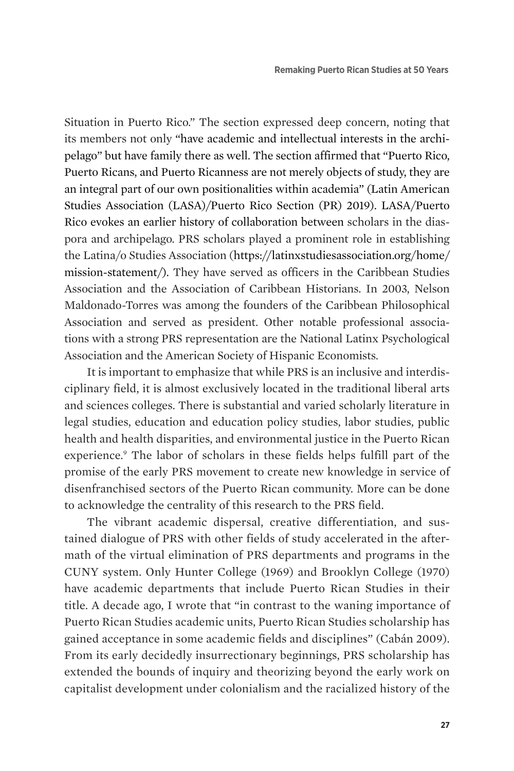Situation in Puerto Rico." The section expressed deep concern, noting that its members not only "have academic and intellectual interests in the archipelago" but have family there as well. The section affirmed that "Puerto Rico, Puerto Ricans, and Puerto Ricanness are not merely objects of study, they are an integral part of our own positionalities within academia" (Latin American Studies Association (LASA)/Puerto Rico Section (PR) 2019). LASA/Puerto Rico evokes an earlier history of collaboration between scholars in the diaspora and archipelago. PRS scholars played a prominent role in establishing the Latina/o Studies Association (https://latinxstudiesassociation.org/home/mission-statement/). They have served as officers in the Caribbean Studies Association and the Association of Caribbean Historians. In 2003, Nelson Maldonado-Torres was among the founders of the Caribbean Philosophical Association and served as president. Other notable professional associations with a strong PRS representation are the National Latinx Psychological Association and the American Society of Hispanic Economists.

It is important to emphasize that while PRS is an inclusive and interdisciplinary field, it is almost exclusively located in the traditional liberal arts and sciences colleges. There is substantial and varied scholarly literature in legal studies, education and education policy studies, labor studies, public health and health disparities, and environmental justice in the Puerto Rican experience.[9] The labor of scholars in these fields helps fulfill part of the promise of the early PRS movement to create new knowledge in service of disenfranchised sectors of the Puerto Rican community. More can be done to acknowledge the centrality of this research to the PRS field.

The vibrant academic dispersal, creative differentiation, and sustained dialogue of PRS with other fields of study accelerated in the aftermath of the virtual elimination of PRS departments and programs in the CUNY system. Only Hunter College (1969) and Brooklyn College (1970) have academic departments that include Puerto Rican Studies in their title. A decade ago, I wrote that "in contrast to the waning importance of Puerto Rican Studies academic units, Puerto Rican Studies scholarship has gained acceptance in some academic fields and disciplines" (Cabán 2009). From its early decidedly insurrectionary beginnings, PRS scholarship has extended the bounds of inquiry and theorizing beyond the early work on capitalist development under colonialism and the racialized history of the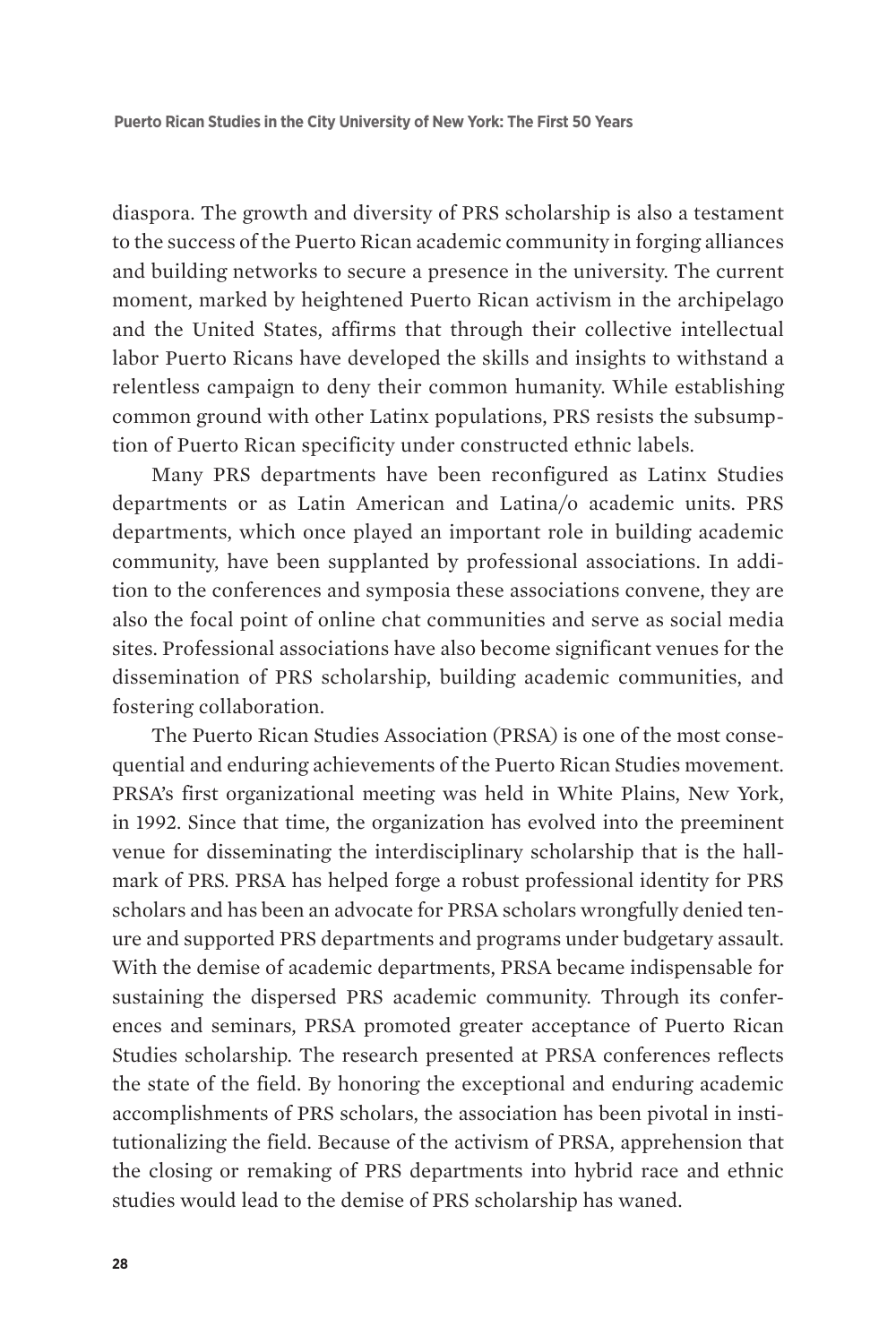diaspora. The growth and diversity of PRS scholarship is also a testament to the success of the Puerto Rican academic community in forging alliances and building networks to secure a presence in the university. The current moment, marked by heightened Puerto Rican activism in the archipelago and the United States, affirms that through their collective intellectual labor Puerto Ricans have developed the skills and insights to withstand a relentless campaign to deny their common humanity. While establishing common ground with other Latinx populations, PRS resists the subsumption of Puerto Rican specificity under constructed ethnic labels.

Many PRS departments have been reconfigured as Latinx Studies departments or as Latin American and Latina/o academic units. PRS departments, which once played an important role in building academic community, have been supplanted by professional associations. In addition to the conferences and symposia these associations convene, they are also the focal point of online chat communities and serve as social media sites. Professional associations have also become significant venues for the dissemination of PRS scholarship, building academic communities, and fostering collaboration.

The Puerto Rican Studies Association (PRSA) is one of the most consequential and enduring achievements of the Puerto Rican Studies movement. PRSA's first organizational meeting was held in White Plains, New York, in 1992. Since that time, the organization has evolved into the preeminent venue for disseminating the interdisciplinary scholarship that is the hallmark of PRS. PRSA has helped forge a robust professional identity for PRS scholars and has been an advocate for PRSA scholars wrongfully denied tenure and supported PRS departments and programs under budgetary assault. With the demise of academic departments, PRSA became indispensable for sustaining the dispersed PRS academic community. Through its conferences and seminars, PRSA promoted greater acceptance of Puerto Rican Studies scholarship. The research presented at PRSA conferences reflects the state of the field. By honoring the exceptional and enduring academic accomplishments of PRS scholars, the association has been pivotal in institutionalizing the field. Because of the activism of PRSA, apprehension that the closing or remaking of PRS departments into hybrid race and ethnic studies would lead to the demise of PRS scholarship has waned.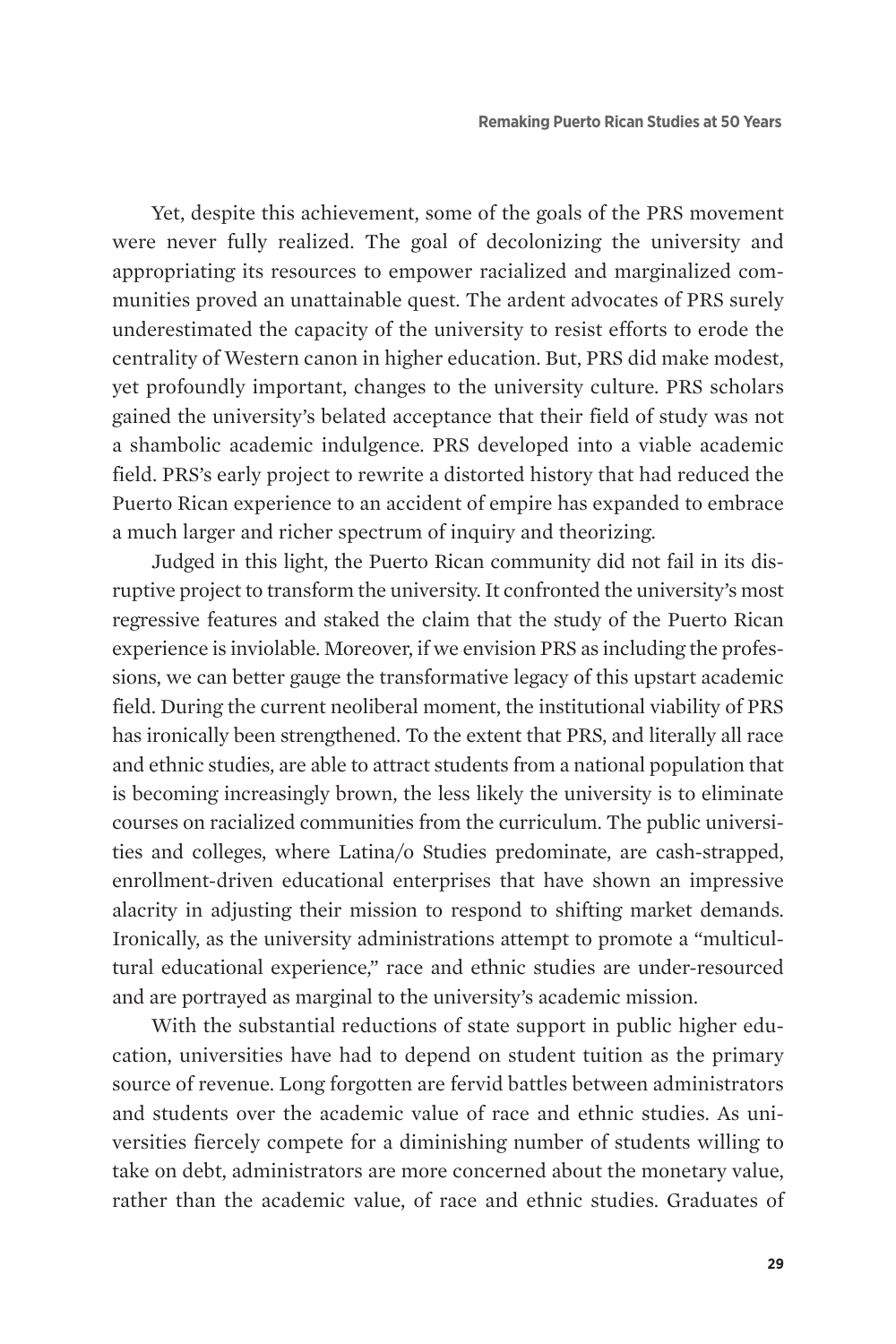Yet, despite this achievement, some of the goals of the PRS movement were never fully realized. The goal of decolonizing the university and appropriating its resources to empower racialized and marginalized communities proved an unattainable quest. The ardent advocates of PRS surely underestimated the capacity of the university to resist efforts to erode the centrality of Western canon in higher education. But, PRS did make modest, yet profoundly important, changes to the university culture. PRS scholars gained the university's belated acceptance that their field of study was not a shambolic academic indulgence. PRS developed into a viable academic field. PRS's early project to rewrite a distorted history that had reduced the Puerto Rican experience to an accident of empire has expanded to embrace a much larger and richer spectrum of inquiry and theorizing.

Judged in this light, the Puerto Rican community did not fail in its disruptive project to transform the university. It confronted the university's most regressive features and staked the claim that the study of the Puerto Rican experience is inviolable. Moreover, if we envision PRS as including the professions, we can better gauge the transformative legacy of this upstart academic field. During the current neoliberal moment, the institutional viability of PRS has ironically been strengthened. To the extent that PRS, and literally all race and ethnic studies, are able to attract students from a national population that is becoming increasingly brown, the less likely the university is to eliminate courses on racialized communities from the curriculum. The public universities and colleges, where Latina/o Studies predominate, are cash-strapped, enrollment-driven educational enterprises that have shown an impressive alacrity in adjusting their mission to respond to shifting market demands. Ironically, as the university administrations attempt to promote a "multicultural educational experience," race and ethnic studies are under-resourced and are portrayed as marginal to the university's academic mission.

With the substantial reductions of state support in public higher education, universities have had to depend on student tuition as the primary source of revenue. Long forgotten are fervid battles between administrators and students over the academic value of race and ethnic studies. As universities fiercely compete for a diminishing number of students willing to take on debt, administrators are more concerned about the monetary value, rather than the academic value, of race and ethnic studies. Graduates of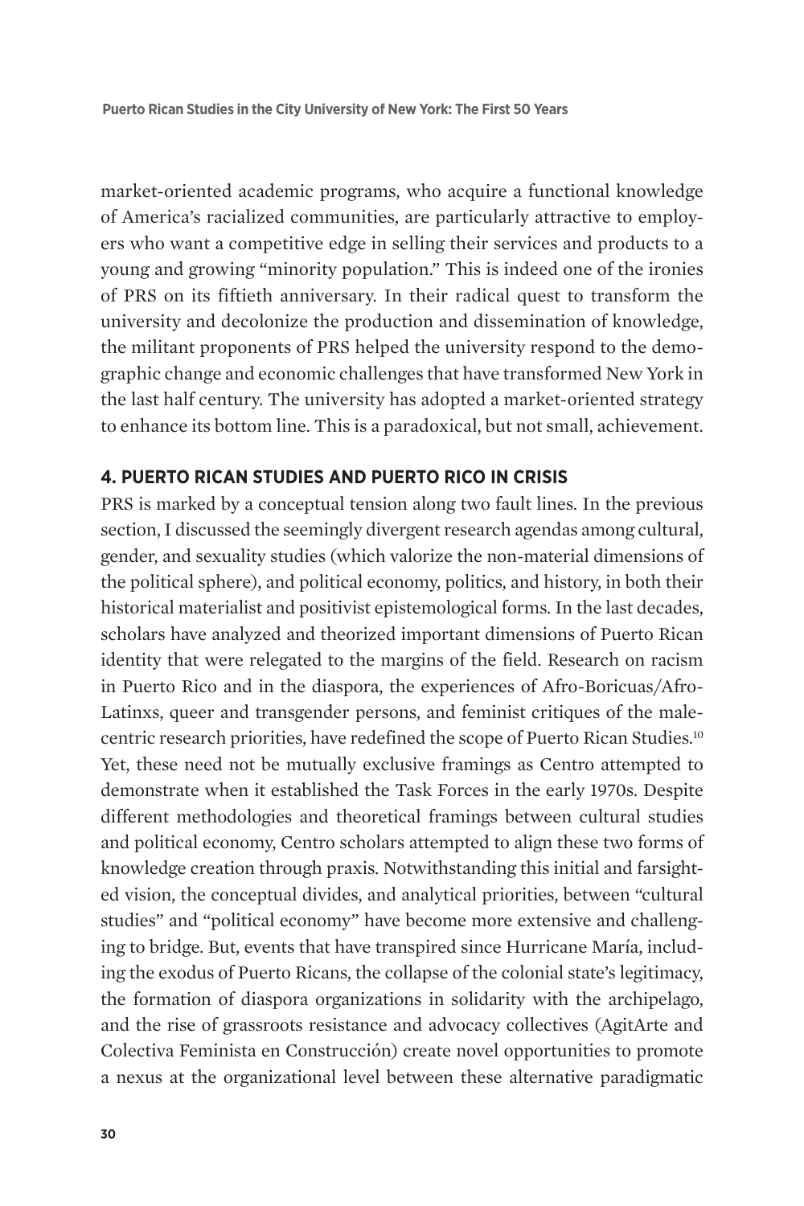market-oriented academic programs, who acquire a functional knowledge of America's racialized communities, are particularly attractive to employers who want a competitive edge in selling their services and products to a young and growing "minority population." This is indeed one of the ironies of PRS on its fiftieth anniversary. In their radical quest to transform the university and decolonize the production and dissemination of knowledge, the militant proponents of PRS helped the university respond to the demographic change and economic challenges that have transformed New York in the last half century. The university has adopted a market-oriented strategy to enhance its bottom line. This is a paradoxical, but not small, achievement.

## 4. PUERTO RICAN STUDIES AND PUERTO RICO IN CRISIS

PRS is marked by a conceptual tension along two fault lines. In the previous section, I discussed the seemingly divergent research agendas among cultural, gender, and sexuality studies (which valorize the non-material dimensions of the political sphere), and political economy, politics, and history, in both their historical materialist and positivist epistemological forms. In the last decades, scholars have analyzed and theorized important dimensions of Puerto Rican identity that were relegated to the margins of the field. Research on racism in Puerto Rico and in the diaspora, the experiences of Afro-Boricuas/Afro-Latinxs, queer and transgender persons, and feminist critiques of the male-centric research priorities, have redefined the scope of Puerto Rican Studies.[10] Yet, these need not be mutually exclusive framings as Centro attempted to demonstrate when it established the Task Forces in the early 1970s. Despite different methodologies and theoretical framings between cultural studies and political economy, Centro scholars attempted to align these two forms of knowledge creation through praxis. Notwithstanding this initial and farsighted vision, the conceptual divides, and analytical priorities, between "cultural studies" and "political economy" have become more extensive and challenging to bridge. But, events that have transpired since Hurricane María, including the exodus of Puerto Ricans, the collapse of the colonial state's legitimacy, the formation of diaspora organizations in solidarity with the archipelago, and the rise of grassroots resistance and advocacy collectives (AgitArte and Colectiva Feminista en Construcción) create novel opportunities to promote a nexus at the organizational level between these alternative paradigmatic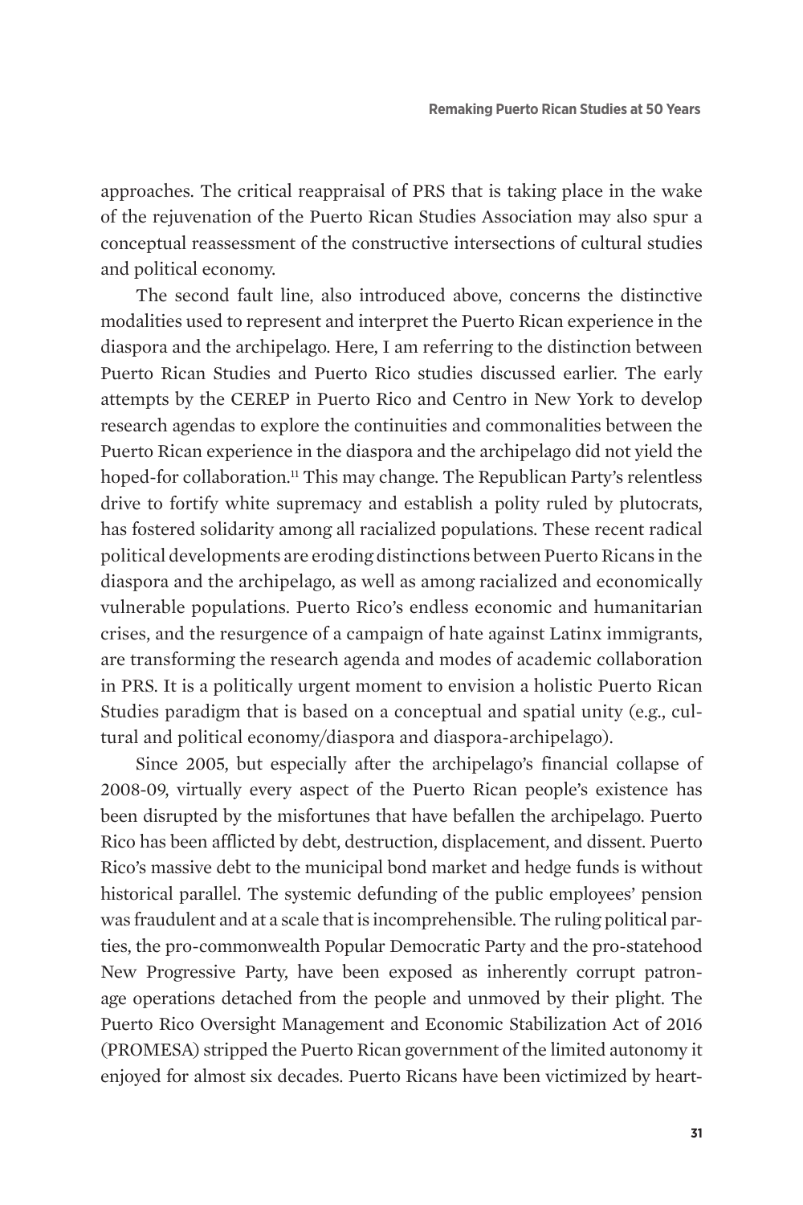approaches. The critical reappraisal of PRS that is taking place in the wake of the rejuvenation of the Puerto Rican Studies Association may also spur a conceptual reassessment of the constructive intersections of cultural studies and political economy.

The second fault line, also introduced above, concerns the distinctive modalities used to represent and interpret the Puerto Rican experience in the diaspora and the archipelago. Here, I am referring to the distinction between Puerto Rican Studies and Puerto Rico studies discussed earlier. The early attempts by the CEREP in Puerto Rico and Centro in New York to develop research agendas to explore the continuities and commonalities between the Puerto Rican experience in the diaspora and the archipelago did not yield the hoped-for collaboration.[11] This may change. The Republican Party's relentless drive to fortify white supremacy and establish a polity ruled by plutocrats, has fostered solidarity among all racialized populations. These recent radical political developments are eroding distinctions between Puerto Ricans in the diaspora and the archipelago, as well as among racialized and economically vulnerable populations. Puerto Rico's endless economic and humanitarian crises, and the resurgence of a campaign of hate against Latinx immigrants, are transforming the research agenda and modes of academic collaboration in PRS. It is a politically urgent moment to envision a holistic Puerto Rican Studies paradigm that is based on a conceptual and spatial unity (e.g., cultural and political economy/diaspora and diaspora-archipelago).

Since 2005, but especially after the archipelago's financial collapse of 2008-09, virtually every aspect of the Puerto Rican people's existence has been disrupted by the misfortunes that have befallen the archipelago. Puerto Rico has been afflicted by debt, destruction, displacement, and dissent. Puerto Rico's massive debt to the municipal bond market and hedge funds is without historical parallel. The systemic defunding of the public employees' pension was fraudulent and at a scale that is incomprehensible. The ruling political parties, the pro-commonwealth Popular Democratic Party and the pro-statehood New Progressive Party, have been exposed as inherently corrupt patronage operations detached from the people and unmoved by their plight. The Puerto Rico Oversight Management and Economic Stabilization Act of 2016 (PROMESA) stripped the Puerto Rican government of the limited autonomy it enjoyed for almost six decades. Puerto Ricans have been victimized by heart-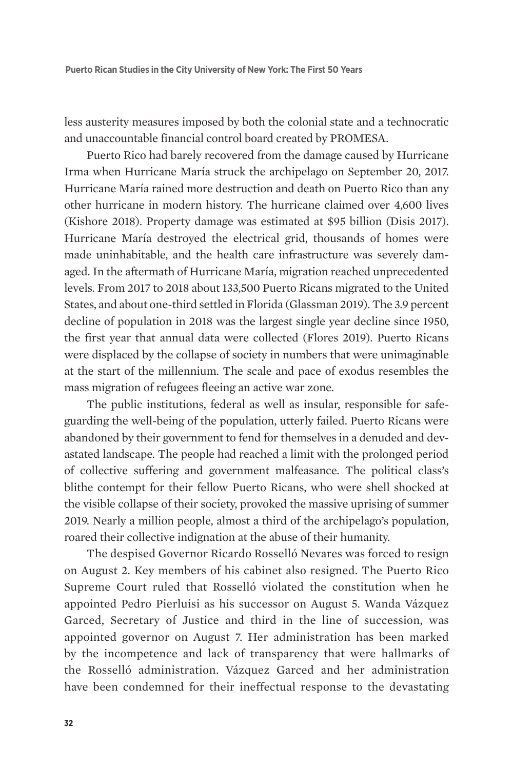less austerity measures imposed by both the colonial state and a technocratic and unaccountable financial control board created by PROMESA.

Puerto Rico had barely recovered from the damage caused by Hurricane Irma when Hurricane María struck the archipelago on September 20, 2017. Hurricane María rained more destruction and death on Puerto Rico than any other hurricane in modern history. The hurricane claimed over 4,600 lives (Kishore 2018). Property damage was estimated at $95 billion (Disis 2017). Hurricane María destroyed the electrical grid, thousands of homes were made uninhabitable, and the health care infrastructure was severely damaged. In the aftermath of Hurricane María, migration reached unprecedented levels. From 2017 to 2018 about 133,500 Puerto Ricans migrated to the United States, and about one-third settled in Florida (Glassman 2019). The 3.9 percent decline of population in 2018 was the largest single year decline since 1950, the first year that annual data were collected (Flores 2019). Puerto Ricans were displaced by the collapse of society in numbers that were unimaginable at the start of the millennium. The scale and pace of exodus resembles the mass migration of refugees fleeing an active war zone.

The public institutions, federal as well as insular, responsible for safeguarding the well-being of the population, utterly failed. Puerto Ricans were abandoned by their government to fend for themselves in a denuded and devastated landscape. The people had reached a limit with the prolonged period of collective suffering and government malfeasance. The political class's blithe contempt for their fellow Puerto Ricans, who were shell shocked at the visible collapse of their society, provoked the massive uprising of summer 2019. Nearly a million people, almost a third of the archipelago's population, roared their collective indignation at the abuse of their humanity.

The despised Governor Ricardo Rosselló Nevares was forced to resign on August 2. Key members of his cabinet also resigned. The Puerto Rico Supreme Court ruled that Rosselló violated the constitution when he appointed Pedro Pierluisi as his successor on August 5. Wanda Vázquez Garced, Secretary of Justice and third in the line of succession, was appointed governor on August 7. Her administration has been marked by the incompetence and lack of transparency that were hallmarks of the Rosselló administration. Vázquez Garced and her administration have been condemned for their ineffectual response to the devastating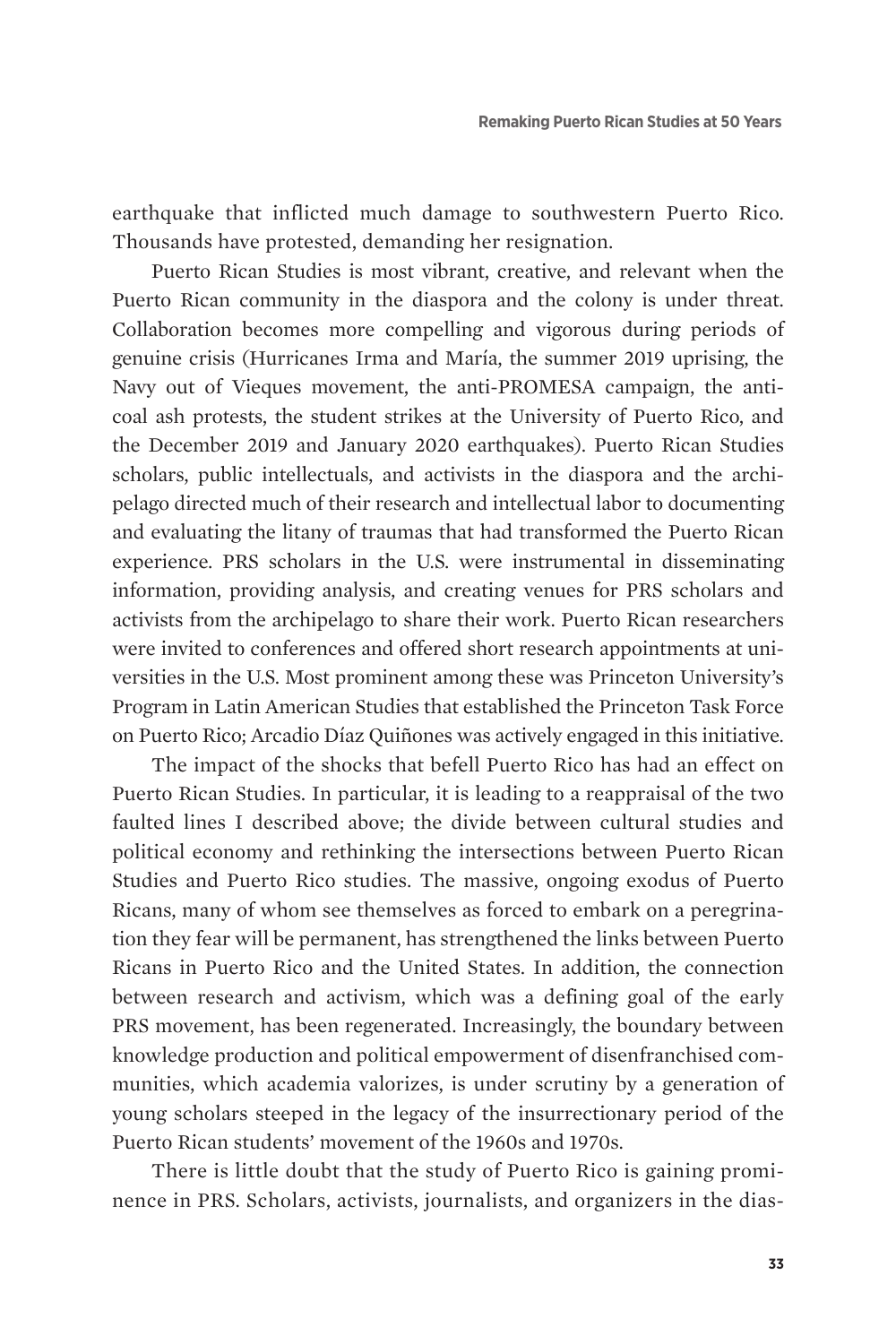earthquake that inflicted much damage to southwestern Puerto Rico. Thousands have protested, demanding her resignation.

Puerto Rican Studies is most vibrant, creative, and relevant when the Puerto Rican community in the diaspora and the colony is under threat. Collaboration becomes more compelling and vigorous during periods of genuine crisis (Hurricanes Irma and María, the summer 2019 uprising, the Navy out of Vieques movement, the anti-PROMESA campaign, the anti-coal ash protests, the student strikes at the University of Puerto Rico, and the December 2019 and January 2020 earthquakes). Puerto Rican Studies scholars, public intellectuals, and activists in the diaspora and the archipelago directed much of their research and intellectual labor to documenting and evaluating the litany of traumas that had transformed the Puerto Rican experience. PRS scholars in the U.S. were instrumental in disseminating information, providing analysis, and creating venues for PRS scholars and activists from the archipelago to share their work. Puerto Rican researchers were invited to conferences and offered short research appointments at universities in the U.S. Most prominent among these was Princeton University's Program in Latin American Studies that established the Princeton Task Force on Puerto Rico; Arcadio Díaz Quiñones was actively engaged in this initiative.

The impact of the shocks that befell Puerto Rico has had an effect on Puerto Rican Studies. In particular, it is leading to a reappraisal of the two faulted lines I described above; the divide between cultural studies and political economy and rethinking the intersections between Puerto Rican Studies and Puerto Rico studies. The massive, ongoing exodus of Puerto Ricans, many of whom see themselves as forced to embark on a peregrination they fear will be permanent, has strengthened the links between Puerto Ricans in Puerto Rico and the United States. In addition, the connection between research and activism, which was a defining goal of the early PRS movement, has been regenerated. Increasingly, the boundary between knowledge production and political empowerment of disenfranchised communities, which academia valorizes, is under scrutiny by a generation of young scholars steeped in the legacy of the insurrectionary period of the Puerto Rican students' movement of the 1960s and 1970s.

There is little doubt that the study of Puerto Rico is gaining prominence in PRS. Scholars, activists, journalists, and organizers in the dias-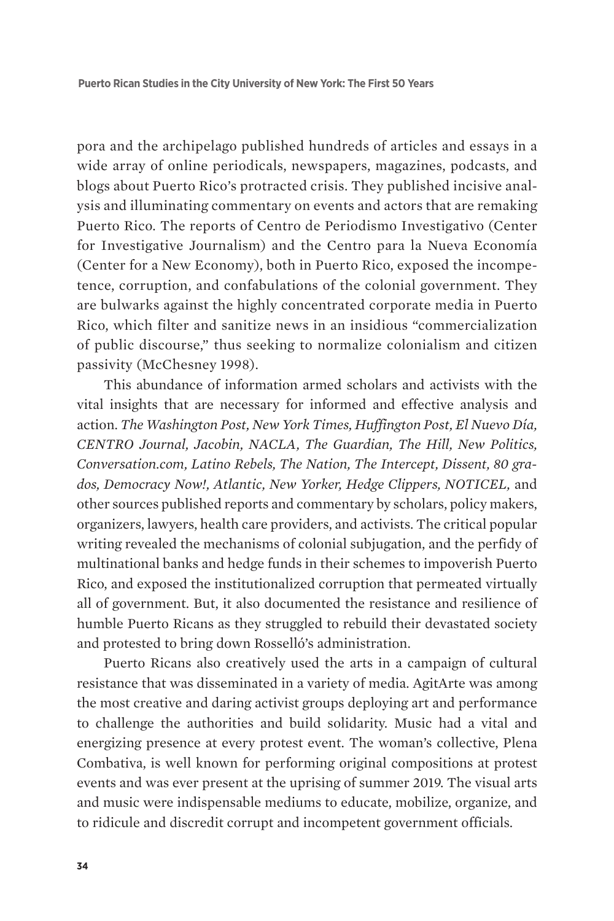pora and the archipelago published hundreds of articles and essays in a wide array of online periodicals, newspapers, magazines, podcasts, and blogs about Puerto Rico's protracted crisis. They published incisive analysis and illuminating commentary on events and actors that are remaking Puerto Rico. The reports of Centro de Periodismo Investigativo (Center for Investigative Journalism) and the Centro para la Nueva Economía (Center for a New Economy), both in Puerto Rico, exposed the incompetence, corruption, and confabulations of the colonial government. They are bulwarks against the highly concentrated corporate media in Puerto Rico, which filter and sanitize news in an insidious "commercialization of public discourse," thus seeking to normalize colonialism and citizen passivity (McChesney 1998).

This abundance of information armed scholars and activists with the vital insights that are necessary for informed and effective analysis and action. *The Washington Post, New York Times, Huffington Post, El Nuevo Día, CENTRO Journal, Jacobin, NACLA, The Guardian, The Hill, New Politics, Conversation.com, Latino Rebels, The Nation, The Intercept, Dissent, 80 grados, Democracy Now!, Atlantic, New Yorker, Hedge Clippers, NOTICEL,* and other sources published reports and commentary by scholars, policy makers, organizers, lawyers, health care providers, and activists. The critical popular writing revealed the mechanisms of colonial subjugation, and the perfidy of multinational banks and hedge funds in their schemes to impoverish Puerto Rico, and exposed the institutionalized corruption that permeated virtually all of government. But, it also documented the resistance and resilience of humble Puerto Ricans as they struggled to rebuild their devastated society and protested to bring down Rosselló's administration.

Puerto Ricans also creatively used the arts in a campaign of cultural resistance that was disseminated in a variety of media. AgitArte was among the most creative and daring activist groups deploying art and performance to challenge the authorities and build solidarity. Music had a vital and energizing presence at every protest event. The woman's collective, Plena Combativa, is well known for performing original compositions at protest events and was ever present at the uprising of summer 2019. The visual arts and music were indispensable mediums to educate, mobilize, organize, and to ridicule and discredit corrupt and incompetent government officials.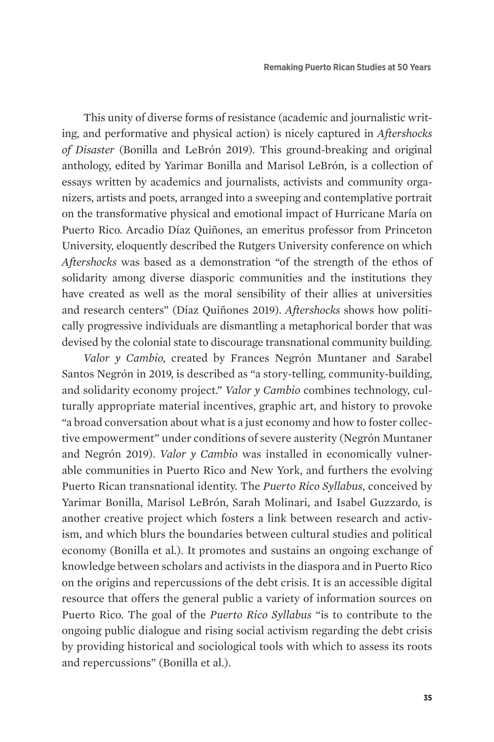This unity of diverse forms of resistance (academic and journalistic writing, and performative and physical action) is nicely captured in *Aftershocks of Disaster* (Bonilla and LeBrón 2019). This ground-breaking and original anthology, edited by Yarimar Bonilla and Marisol LeBrón, is a collection of essays written by academics and journalists, activists and community organizers, artists and poets, arranged into a sweeping and contemplative portrait on the transformative physical and emotional impact of Hurricane María on Puerto Rico. Arcadio Díaz Quiñones, an emeritus professor from Princeton University, eloquently described the Rutgers University conference on which *Aftershocks* was based as a demonstration "of the strength of the ethos of solidarity among diverse diasporic communities and the institutions they have created as well as the moral sensibility of their allies at universities and research centers" (Díaz Quiñones 2019). *Aftershocks* shows how politically progressive individuals are dismantling a metaphorical border that was devised by the colonial state to discourage transnational community building.

*Valor y Cambio,* created by Frances Negrón Muntaner and Sarabel Santos Negrón in 2019, is described as "a story-telling, community-building, and solidarity economy project." *Valor y Cambio* combines technology, culturally appropriate material incentives, graphic art, and history to provoke "a broad conversation about what is a just economy and how to foster collective empowerment" under conditions of severe austerity (Negrón Muntaner and Negrón 2019). *Valor y Cambio* was installed in economically vulnerable communities in Puerto Rico and New York, and furthers the evolving Puerto Rican transnational identity. The *Puerto Rico Syllabus*, conceived by Yarimar Bonilla, Marisol LeBrón, Sarah Molinari, and Isabel Guzzardo, is another creative project which fosters a link between research and activism, and which blurs the boundaries between cultural studies and political economy (Bonilla et al.). It promotes and sustains an ongoing exchange of knowledge between scholars and activists in the diaspora and in Puerto Rico on the origins and repercussions of the debt crisis. It is an accessible digital resource that offers the general public a variety of information sources on Puerto Rico. The goal of the *Puerto Rico Syllabus* "is to contribute to the ongoing public dialogue and rising social activism regarding the debt crisis by providing historical and sociological tools with which to assess its roots and repercussions" (Bonilla et al.).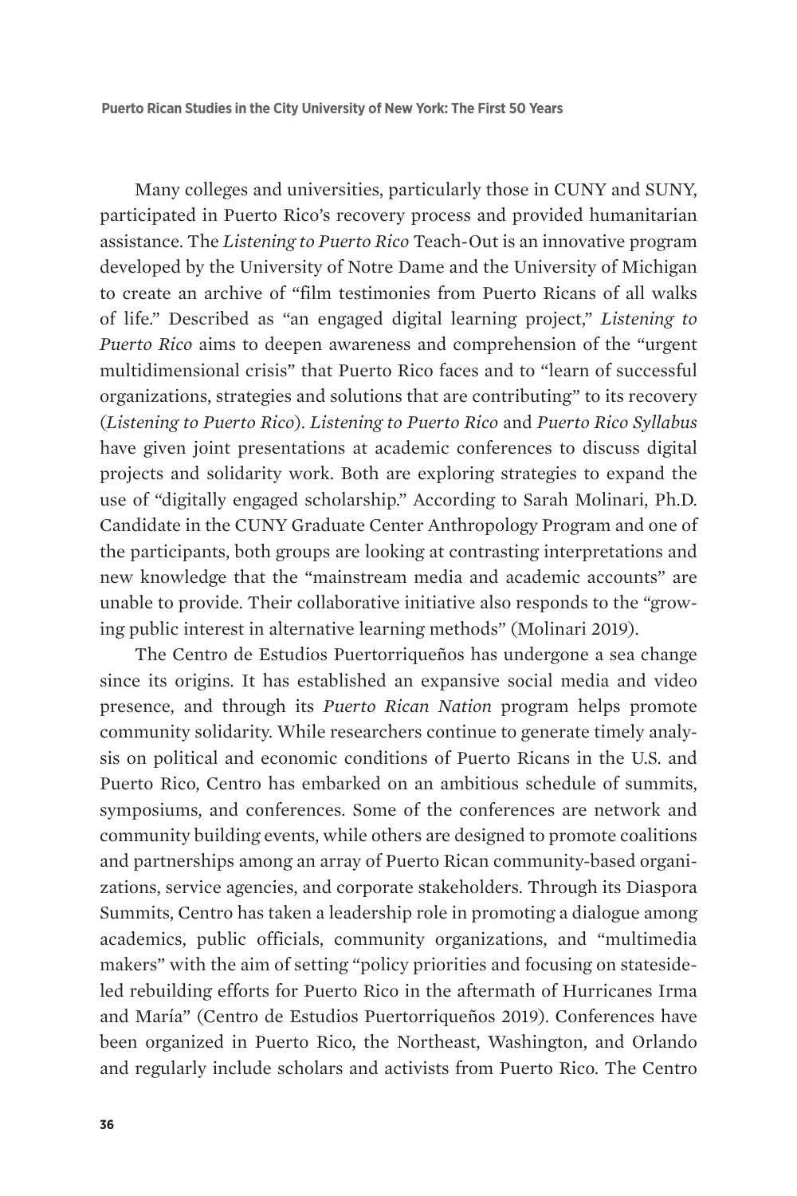Many colleges and universities, particularly those in CUNY and SUNY, participated in Puerto Rico's recovery process and provided humanitarian assistance. The *Listening to Puerto Rico* Teach-Out is an innovative program developed by the University of Notre Dame and the University of Michigan to create an archive of "film testimonies from Puerto Ricans of all walks of life." Described as "an engaged digital learning project," *Listening to Puerto Rico* aims to deepen awareness and comprehension of the "urgent multidimensional crisis" that Puerto Rico faces and to "learn of successful organizations, strategies and solutions that are contributing" to its recovery (*Listening to Puerto Rico*). *Listening to Puerto Rico* and *Puerto Rico Syllabus* have given joint presentations at academic conferences to discuss digital projects and solidarity work. Both are exploring strategies to expand the use of "digitally engaged scholarship." According to Sarah Molinari, Ph.D. Candidate in the CUNY Graduate Center Anthropology Program and one of the participants, both groups are looking at contrasting interpretations and new knowledge that the "mainstream media and academic accounts" are unable to provide. Their collaborative initiative also responds to the "growing public interest in alternative learning methods" (Molinari 2019).

The Centro de Estudios Puertorriqueños has undergone a sea change since its origins. It has established an expansive social media and video presence, and through its *Puerto Rican Nation* program helps promote community solidarity. While researchers continue to generate timely analysis on political and economic conditions of Puerto Ricans in the U.S. and Puerto Rico, Centro has embarked on an ambitious schedule of summits, symposiums, and conferences. Some of the conferences are network and community building events, while others are designed to promote coalitions and partnerships among an array of Puerto Rican community-based organizations, service agencies, and corporate stakeholders. Through its Diaspora Summits, Centro has taken a leadership role in promoting a dialogue among academics, public officials, community organizations, and "multimedia makers" with the aim of setting "policy priorities and focusing on stateside-led rebuilding efforts for Puerto Rico in the aftermath of Hurricanes Irma and María" (Centro de Estudios Puertorriqueños 2019). Conferences have been organized in Puerto Rico, the Northeast, Washington, and Orlando and regularly include scholars and activists from Puerto Rico. The Centro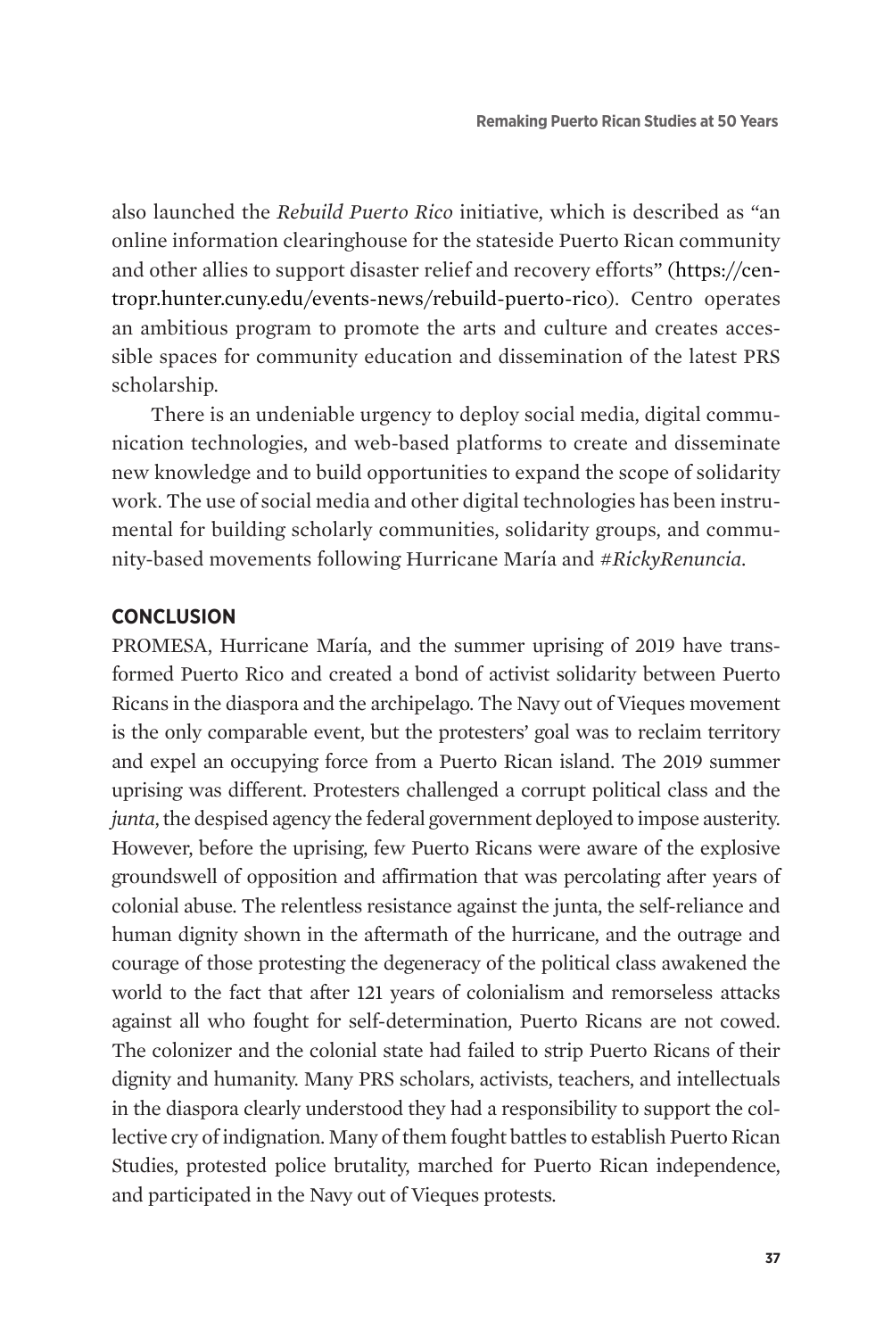also launched the *Rebuild Puerto Rico* initiative, which is described as "an online information clearinghouse for the stateside Puerto Rican community and other allies to support disaster relief and recovery efforts" (https://centropr.hunter.cuny.edu/events-news/rebuild-puerto-rico). Centro operates an ambitious program to promote the arts and culture and creates accessible spaces for community education and dissemination of the latest PRS scholarship.

There is an undeniable urgency to deploy social media, digital communication technologies, and web-based platforms to create and disseminate new knowledge and to build opportunities to expand the scope of solidarity work. The use of social media and other digital technologies has been instrumental for building scholarly communities, solidarity groups, and community-based movements following Hurricane María and *#RickyRenuncia*.

## CONCLUSION

PROMESA, Hurricane María, and the summer uprising of 2019 have transformed Puerto Rico and created a bond of activist solidarity between Puerto Ricans in the diaspora and the archipelago. The Navy out of Vieques movement is the only comparable event, but the protesters' goal was to reclaim territory and expel an occupying force from a Puerto Rican island. The 2019 summer uprising was different. Protesters challenged a corrupt political class and the *junta*, the despised agency the federal government deployed to impose austerity. However, before the uprising, few Puerto Ricans were aware of the explosive groundswell of opposition and affirmation that was percolating after years of colonial abuse. The relentless resistance against the junta, the self-reliance and human dignity shown in the aftermath of the hurricane, and the outrage and courage of those protesting the degeneracy of the political class awakened the world to the fact that after 121 years of colonialism and remorseless attacks against all who fought for self-determination, Puerto Ricans are not cowed. The colonizer and the colonial state had failed to strip Puerto Ricans of their dignity and humanity. Many PRS scholars, activists, teachers, and intellectuals in the diaspora clearly understood they had a responsibility to support the collective cry of indignation. Many of them fought battles to establish Puerto Rican Studies, protested police brutality, marched for Puerto Rican independence, and participated in the Navy out of Vieques protests.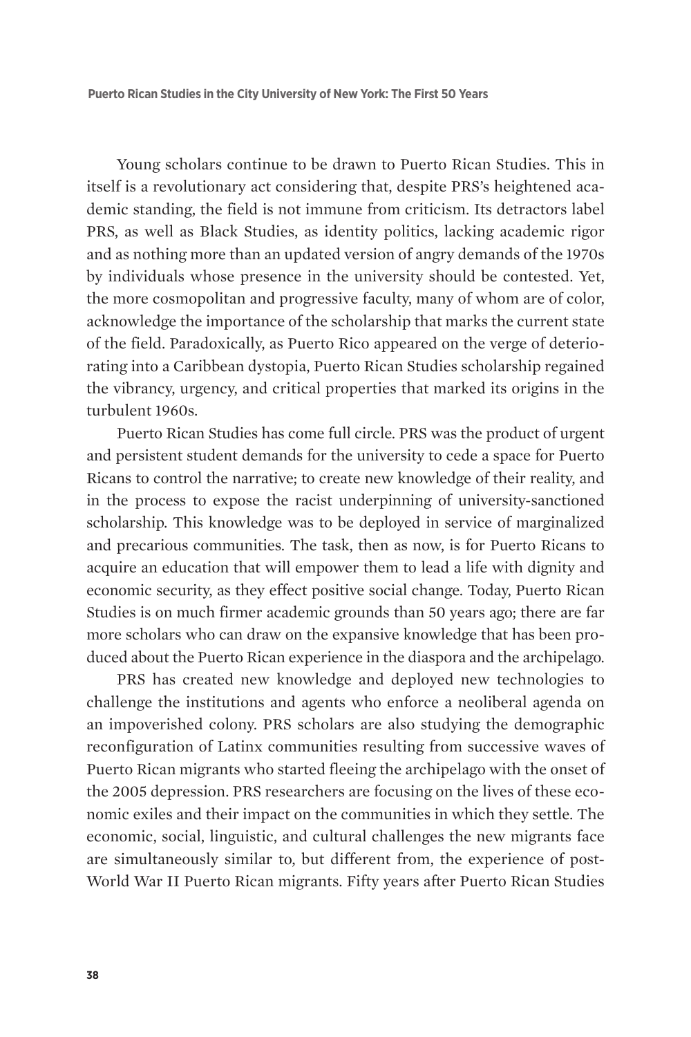Young scholars continue to be drawn to Puerto Rican Studies. This in itself is a revolutionary act considering that, despite PRS's heightened academic standing, the field is not immune from criticism. Its detractors label PRS, as well as Black Studies, as identity politics, lacking academic rigor and as nothing more than an updated version of angry demands of the 1970s by individuals whose presence in the university should be contested. Yet, the more cosmopolitan and progressive faculty, many of whom are of color, acknowledge the importance of the scholarship that marks the current state of the field. Paradoxically, as Puerto Rico appeared on the verge of deteriorating into a Caribbean dystopia, Puerto Rican Studies scholarship regained the vibrancy, urgency, and critical properties that marked its origins in the turbulent 1960s.

Puerto Rican Studies has come full circle. PRS was the product of urgent and persistent student demands for the university to cede a space for Puerto Ricans to control the narrative; to create new knowledge of their reality, and in the process to expose the racist underpinning of university-sanctioned scholarship. This knowledge was to be deployed in service of marginalized and precarious communities. The task, then as now, is for Puerto Ricans to acquire an education that will empower them to lead a life with dignity and economic security, as they effect positive social change. Today, Puerto Rican Studies is on much firmer academic grounds than 50 years ago; there are far more scholars who can draw on the expansive knowledge that has been produced about the Puerto Rican experience in the diaspora and the archipelago.

PRS has created new knowledge and deployed new technologies to challenge the institutions and agents who enforce a neoliberal agenda on an impoverished colony. PRS scholars are also studying the demographic reconfiguration of Latinx communities resulting from successive waves of Puerto Rican migrants who started fleeing the archipelago with the onset of the 2005 depression. PRS researchers are focusing on the lives of these economic exiles and their impact on the communities in which they settle. The economic, social, linguistic, and cultural challenges the new migrants face are simultaneously similar to, but different from, the experience of post-World War II Puerto Rican migrants. Fifty years after Puerto Rican Studies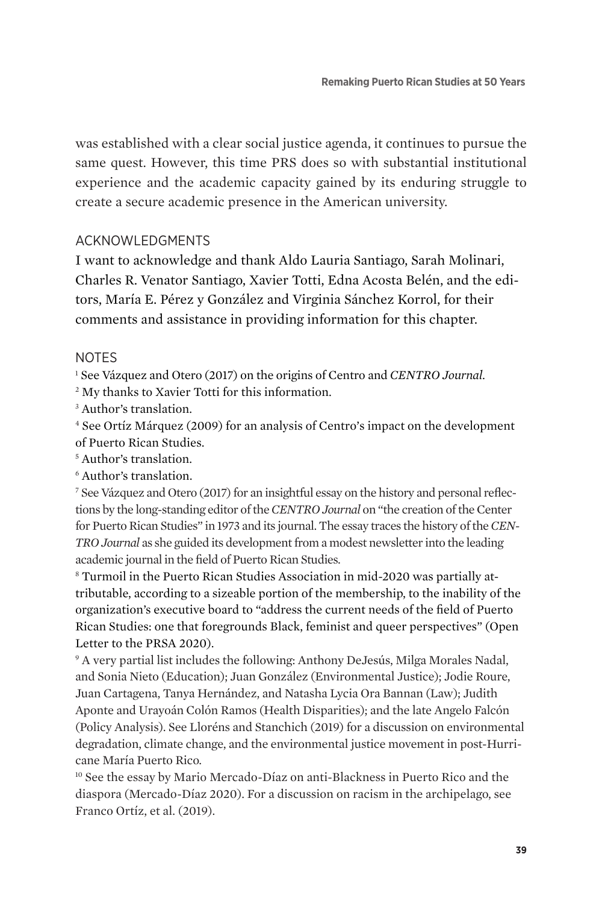was established with a clear social justice agenda, it continues to pursue the same quest. However, this time PRS does so with substantial institutional experience and the academic capacity gained by its enduring struggle to create a secure academic presence in the American university.

## ACKNOWLEDGMENTS

I want to acknowledge and thank Aldo Lauria Santiago, Sarah Molinari, Charles R. Venator Santiago, Xavier Totti, Edna Acosta Belén, and the editors, María E. Pérez y González and Virginia Sánchez Korrol, for their comments and assistance in providing information for this chapter.

## NOTES

[1] See Vázquez and Otero (2017) on the origins of Centro and *CENTRO Journal*.

[2] My thanks to Xavier Totti for this information.

[3] Author's translation.

[4] See Ortíz Márquez (2009) for an analysis of Centro's impact on the development of Puerto Rican Studies.

[5] Author's translation.

[6] Author's translation.

[7] See Vázquez and Otero (2017) for an insightful essay on the history and personal reflections by the long-standing editor of the *CENTRO Journal* on "the creation of the Center for Puerto Rican Studies" in 1973 and its journal. The essay traces the history of the *CENTRO Journal* as she guided its development from a modest newsletter into the leading academic journal in the field of Puerto Rican Studies.

[8] Turmoil in the Puerto Rican Studies Association in mid-2020 was partially attributable, according to a sizeable portion of the membership, to the inability of the organization's executive board to "address the current needs of the field of Puerto Rican Studies: one that foregrounds Black, feminist and queer perspectives" (Open Letter to the PRSA 2020).

[9] A very partial list includes the following: Anthony DeJesús, Milga Morales Nadal, and Sonia Nieto (Education); Juan González (Environmental Justice); Jodie Roure, Juan Cartagena, Tanya Hernández, and Natasha Lycia Ora Bannan (Law); Judith Aponte and Urayoán Colón Ramos (Health Disparities); and the late Angelo Falcón (Policy Analysis). See Lloréns and Stanchich (2019) for a discussion on environmental degradation, climate change, and the environmental justice movement in post-Hurricane María Puerto Rico.

[10] See the essay by Mario Mercado-Díaz on anti-Blackness in Puerto Rico and the diaspora (Mercado-Díaz 2020). For a discussion on racism in the archipelago, see Franco Ortíz, et al. (2019).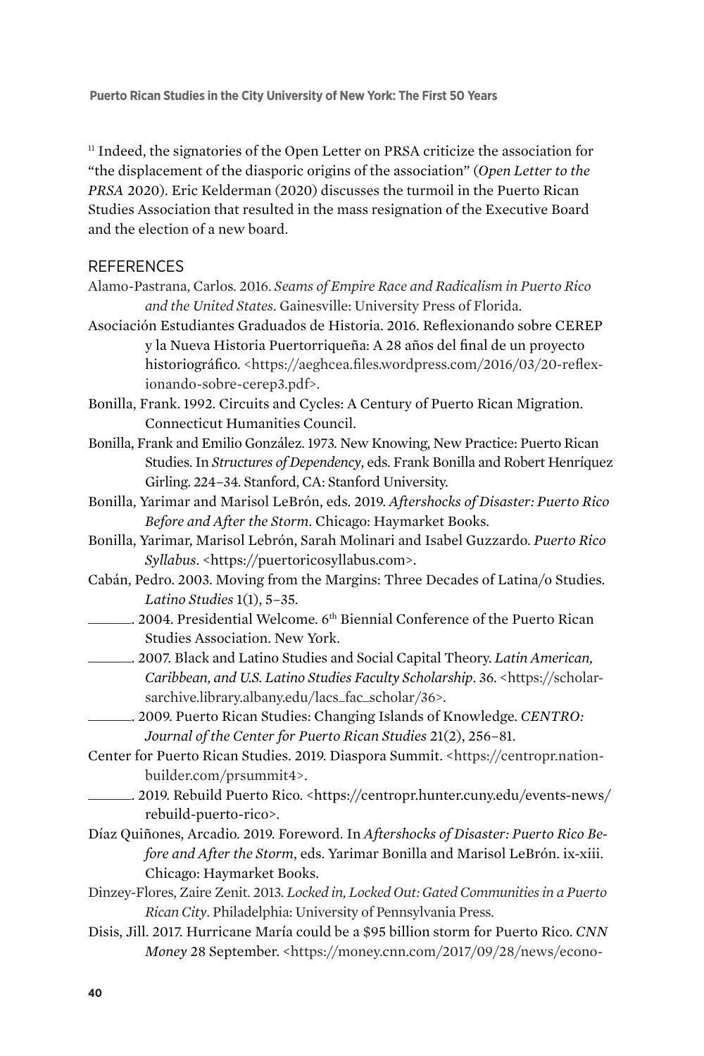[11] Indeed, the signatories of the Open Letter on PRSA criticize the association for "the displacement of the diasporic origins of the association" (*Open Letter to the PRSA* 2020). Eric Kelderman (2020) discusses the turmoil in the Puerto Rican Studies Association that resulted in the mass resignation of the Executive Board and the election of a new board.

## REFERENCES

Alamo-Pastrana, Carlos. 2016. *Seams of Empire Race and Radicalism in Puerto Rico and the United States*. Gainesville: University Press of Florida.

Asociación Estudiantes Graduados de Historia. 2016. Reflexionando sobre CEREP y la Nueva Historia Puertorriqueña: A 28 años del final de un proyecto historiográfico. <https://aeghcea.files.wordpress.com/2016/03/20-reflexionando-sobre-cerep3.pdf>.

Bonilla, Frank. 1992. Circuits and Cycles: A Century of Puerto Rican Migration. Connecticut Humanities Council.

Bonilla, Frank and Emilio González. 1973. New Knowing, New Practice: Puerto Rican Studies. In *Structures of Dependency*, eds. Frank Bonilla and Robert Henríquez Girling. 224–34. Stanford, CA: Stanford University.

Bonilla, Yarimar and Marisol LeBrón, eds. 2019. *Aftershocks of Disaster: Puerto Rico Before and After the Storm*. Chicago: Haymarket Books.

Bonilla, Yarimar, Marisol Lebrón, Sarah Molinari and Isabel Guzzardo. *Puerto Rico Syllabus*. <https://puertoricosyllabus.com>.

Cabán, Pedro. 2003. Moving from the Margins: Three Decades of Latina/o Studies. *Latino Studies* 1(1), 5–35.

______. 2004. Presidential Welcome. 6th Biennial Conference of the Puerto Rican Studies Association. New York.

______. 2007. Black and Latino Studies and Social Capital Theory. *Latin American, Caribbean, and U.S. Latino Studies Faculty Scholarship*. 36. <https://scholarsarchive.library.albany.edu/lacs_fac_scholar/36>.

______. 2009. Puerto Rican Studies: Changing Islands of Knowledge. *CENTRO: Journal of the Center for Puerto Rican Studies* 21(2), 256–81.

Center for Puerto Rican Studies. 2019. Diaspora Summit. <https://centropr.nationbuilder.com/prsummit4>.

______. 2019. Rebuild Puerto Rico. <https://centropr.hunter.cuny.edu/events-news/rebuild-puerto-rico>.

Díaz Quiñones, Arcadio. 2019. Foreword. In *Aftershocks of Disaster: Puerto Rico Before and After the Storm*, eds. Yarimar Bonilla and Marisol LeBrón. ix-xiii. Chicago: Haymarket Books.

Dinzey-Flores, Zaire Zenit. 2013. *Locked in, Locked Out: Gated Communities in a Puerto Rican City*. Philadelphia: University of Pennsylvania Press.

Disis, Jill. 2017. Hurricane María could be a $95 billion storm for Puerto Rico. *CNN Money* 28 September. <https://money.cnn.com/2017/09/28/news/econo-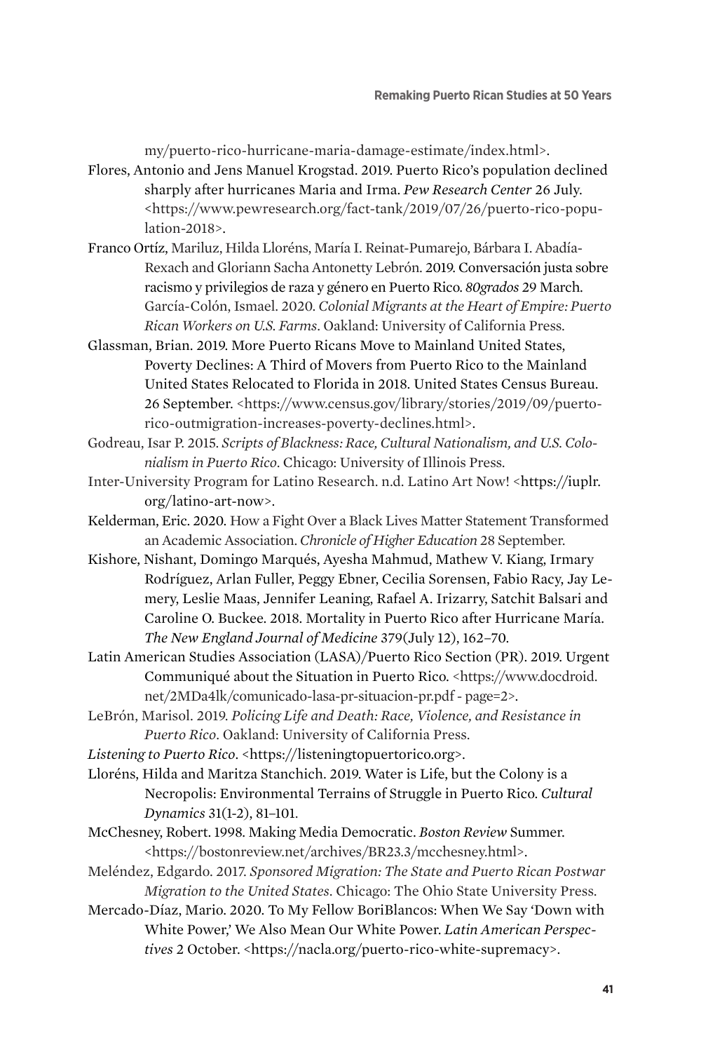my/puerto-rico-hurricane-maria-damage-estimate/index.html>.

Flores, Antonio and Jens Manuel Krogstad. 2019. Puerto Rico's population declined sharply after hurricanes Maria and Irma. *Pew Research Center* 26 July. <https://www.pewresearch.org/fact-tank/2019/07/26/puerto-rico-population-2018>.

Franco Ortíz, Mariluz, Hilda Lloréns, María I. Reinat-Pumarejo, Bárbara I. Abadía-Rexach and Gloriann Sacha Antonetty Lebrón. 2019. Conversación justa sobre racismo y privilegios de raza y género en Puerto Rico. *80grados* 29 March. García-Colón, Ismael. 2020. *Colonial Migrants at the Heart of Empire: Puerto Rican Workers on U.S. Farms*. Oakland: University of California Press.

Glassman, Brian. 2019. More Puerto Ricans Move to Mainland United States, Poverty Declines: A Third of Movers from Puerto Rico to the Mainland United States Relocated to Florida in 2018. United States Census Bureau. 26 September. <https://www.census.gov/library/stories/2019/09/puerto-rico-outmigration-increases-poverty-declines.html>.

Godreau, Isar P. 2015. *Scripts of Blackness: Race, Cultural Nationalism, and U.S. Colonialism in Puerto Rico*. Chicago: University of Illinois Press.

Inter-University Program for Latino Research. n.d. Latino Art Now! <https://iuplr.org/latino-art-now>.

Kelderman, Eric. 2020. How a Fight Over a Black Lives Matter Statement Transformed an Academic Association. *Chronicle of Higher Education* 28 September.

Kishore, Nishant, Domingo Marqués, Ayesha Mahmud, Mathew V. Kiang, Irmary Rodríguez, Arlan Fuller, Peggy Ebner, Cecilia Sorensen, Fabio Racy, Jay Lemery, Leslie Maas, Jennifer Leaning, Rafael A. Irizarry, Satchit Balsari and Caroline O. Buckee. 2018. Mortality in Puerto Rico after Hurricane María. *The New England Journal of Medicine* 379(July 12), 162–70.

Latin American Studies Association (LASA)/Puerto Rico Section (PR). 2019. Urgent Communiqué about the Situation in Puerto Rico. <https://www.docdroid.net/2MDa4lk/comunicado-lasa-pr-situacion-pr.pdf - page=2>.

LeBrón, Marisol. 2019. *Policing Life and Death: Race, Violence, and Resistance in Puerto Rico*. Oakland: University of California Press.

*Listening to Puerto Rico*. <https://listeningtopuertorico.org>.

Lloréns, Hilda and Maritza Stanchich. 2019. Water is Life, but the Colony is a Necropolis: Environmental Terrains of Struggle in Puerto Rico. *Cultural Dynamics* 31(1-2), 81–101.

McChesney, Robert. 1998. Making Media Democratic. *Boston Review* Summer. <https://bostonreview.net/archives/BR23.3/mcchesney.html>.

Meléndez, Edgardo. 2017. *Sponsored Migration: The State and Puerto Rican Postwar Migration to the United States*. Chicago: The Ohio State University Press.

Mercado-Díaz, Mario. 2020. To My Fellow BoriBlancos: When We Say 'Down with White Power,' We Also Mean Our White Power. *Latin American Perspectives* 2 October. <https://nacla.org/puerto-rico-white-supremacy>.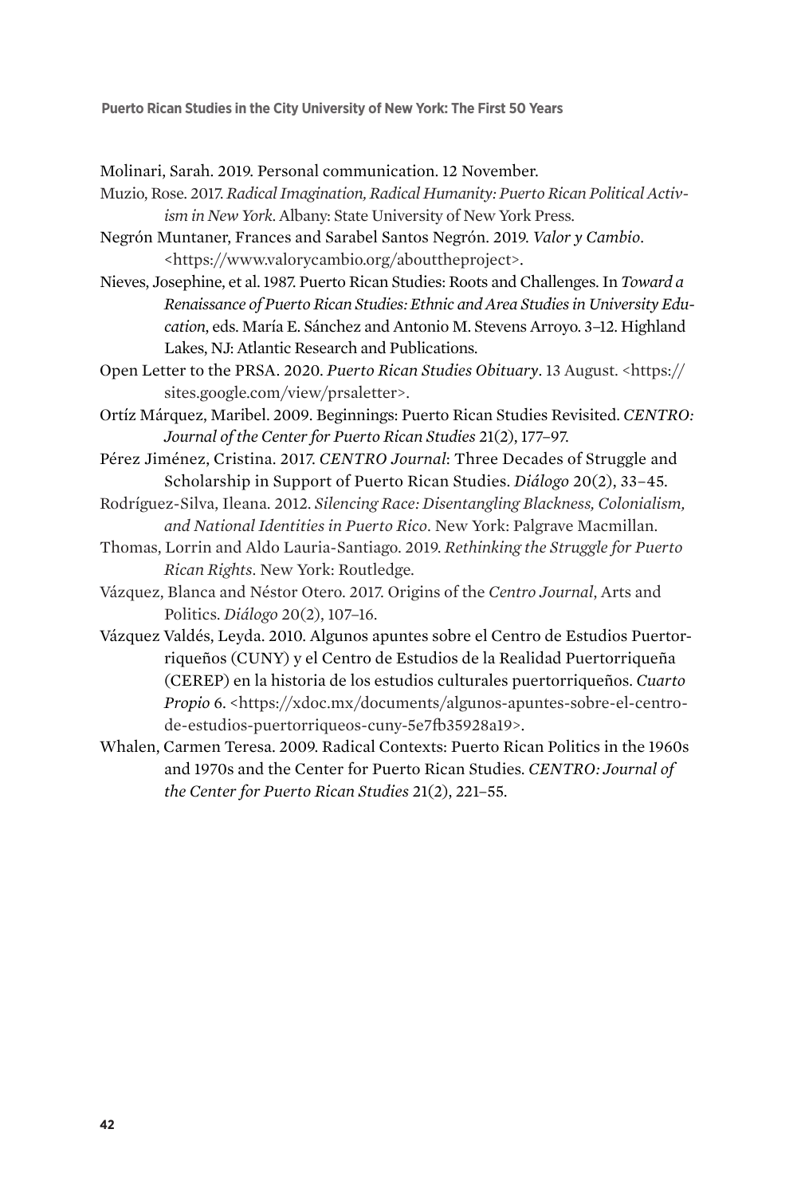Molinari, Sarah. 2019. Personal communication. 12 November.

Muzio, Rose. 2017. *Radical Imagination, Radical Humanity: Puerto Rican Political Activism in New York*. Albany: State University of New York Press.

Negrón Muntaner, Frances and Sarabel Santos Negrón. 2019. *Valor y Cambio*. <https://www.valorycambio.org/abouttheproject>.

Nieves, Josephine, et al. 1987. Puerto Rican Studies: Roots and Challenges. In *Toward a Renaissance of Puerto Rican Studies: Ethnic and Area Studies in University Education*, eds. María E. Sánchez and Antonio M. Stevens Arroyo. 3–12. Highland Lakes, NJ: Atlantic Research and Publications.

Open Letter to the PRSA. 2020. *Puerto Rican Studies Obituary*. 13 August. <https://sites.google.com/view/prsaletter>.

Ortíz Márquez, Maribel. 2009. Beginnings: Puerto Rican Studies Revisited. *CENTRO: Journal of the Center for Puerto Rican Studies* 21(2), 177–97.

Pérez Jiménez, Cristina. 2017. *CENTRO Journal*: Three Decades of Struggle and Scholarship in Support of Puerto Rican Studies. *Diálogo* 20(2), 33–45.

Rodríguez-Silva, Ileana. 2012. *Silencing Race: Disentangling Blackness, Colonialism, and National Identities in Puerto Rico*. New York: Palgrave Macmillan.

Thomas, Lorrin and Aldo Lauria-Santiago. 2019. *Rethinking the Struggle for Puerto Rican Rights*. New York: Routledge.

Vázquez, Blanca and Néstor Otero. 2017. Origins of the *Centro Journal*, Arts and Politics. *Diálogo* 20(2), 107–16.

Vázquez Valdés, Leyda. 2010. Algunos apuntes sobre el Centro de Estudios Puertorriqueños (CUNY) y el Centro de Estudios de la Realidad Puertorriqueña (CEREP) en la historia de los estudios culturales puertorriqueños. *Cuarto Propio* 6. <https://xdoc.mx/documents/algunos-apuntes-sobre-el-centro-de-estudios-puertorriqueos-cuny-5e7fb35928a19>.

Whalen, Carmen Teresa. 2009. Radical Contexts: Puerto Rican Politics in the 1960s and 1970s and the Center for Puerto Rican Studies. *CENTRO: Journal of the Center for Puerto Rican Studies* 21(2), 221–55.